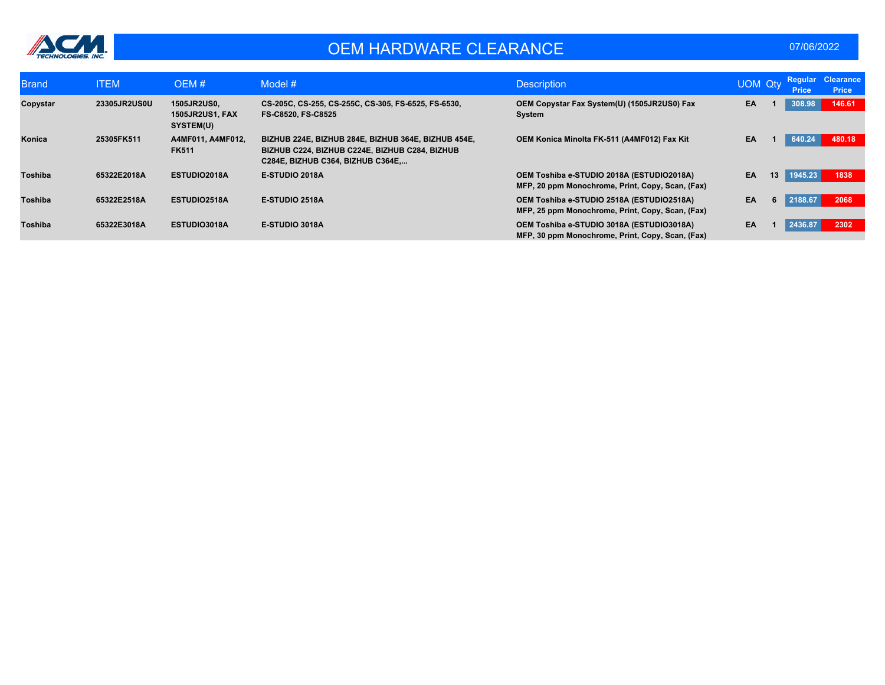ACM TECHNOLOGIES, INC.

# OEM HARDWARE CLEARANCE

07/06/2022

| Brand | ITEM | OEM # | Model # | Description | UOM | Qty | Regular Price | Clearance Price |
|---|---|---|---|---|---|---|---|---|
| Copystar | 23305JR2US0U | 1505JR2US0, 1505JR2US1, FAX SYSTEM(U) | CS-205C, CS-255, CS-255C, CS-305, FS-6525, FS-6530, FS-C8520, FS-C8525 | OEM Copystar Fax System(U) (1505JR2US0) Fax System | EA | 1 | 308.98 | 146.61 |
| Konica | 25305FK511 | A4MF011, A4MF012, FK511 | BIZHUB 224E, BIZHUB 284E, BIZHUB 364E, BIZHUB 454E, BIZHUB C224, BIZHUB C224E, BIZHUB C284, BIZHUB C284E, BIZHUB C364, BIZHUB C364E,... | OEM Konica Minolta FK-511 (A4MF012) Fax Kit | EA | 1 | 640.24 | 480.18 |
| Toshiba | 65322E2018A | ESTUDIO2018A | E-STUDIO 2018A | OEM Toshiba e-STUDIO 2018A (ESTUDIO2018A) MFP, 20 ppm Monochrome, Print, Copy, Scan, (Fax) | EA | 13 | 1945.23 | 1838 |
| Toshiba | 65322E2518A | ESTUDIO2518A | E-STUDIO 2518A | OEM Toshiba e-STUDIO 2518A (ESTUDIO2518A) MFP, 25 ppm Monochrome, Print, Copy, Scan, (Fax) | EA | 6 | 2188.67 | 2068 |
| Toshiba | 65322E3018A | ESTUDIO3018A | E-STUDIO 3018A | OEM Toshiba e-STUDIO 3018A (ESTUDIO3018A) MFP, 30 ppm Monochrome, Print, Copy, Scan, (Fax) | EA | 1 | 2436.87 | 2302 |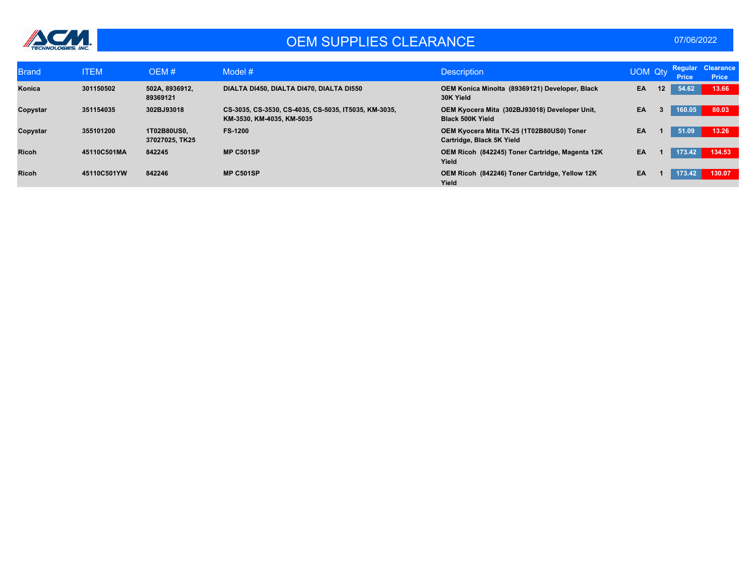# OEM SUPPLIES CLEARANCE

07/06/2022

| Brand | ITEM | OEM # | Model # | Description | UOM | Qty | Regular Price | Clearance Price |
|---|---|---|---|---|---|---|---|---|
| **Konica** | **301150502** | **502A, 8936912, 89369121** | **DIALTA DI450, DIALTA DI470, DIALTA DI550** | **OEM Konica Minolta (89369121) Developer, Black 30K Yield** | **EA** | **12** | **54.62** | **13.66** |
| **Copystar** | **351154035** | **302BJ93018** | **CS-3035, CS-3530, CS-4035, CS-5035, IT5035, KM-3035, KM-3530, KM-4035, KM-5035** | **OEM Kyocera Mita (302BJ93018) Developer Unit, Black 500K Yield** | **EA** | **3** | **160.05** | **80.03** |
| **Copystar** | **355101200** | **1T02B80US0, 37027025, TK25** | **FS-1200** | **OEM Kyocera Mita TK-25 (1T02B80US0) Toner Cartridge, Black 5K Yield** | **EA** | **1** | **51.09** | **13.26** |
| **Ricoh** | **45110C501MA** | **842245** | **MP C501SP** | **OEM Ricoh (842245) Toner Cartridge, Magenta 12K Yield** | **EA** | **1** | **173.42** | **134.53** |
| **Ricoh** | **45110C501YW** | **842246** | **MP C501SP** | **OEM Ricoh (842246) Toner Cartridge, Yellow 12K Yield** | **EA** | **1** | **173.42** | **130.07** |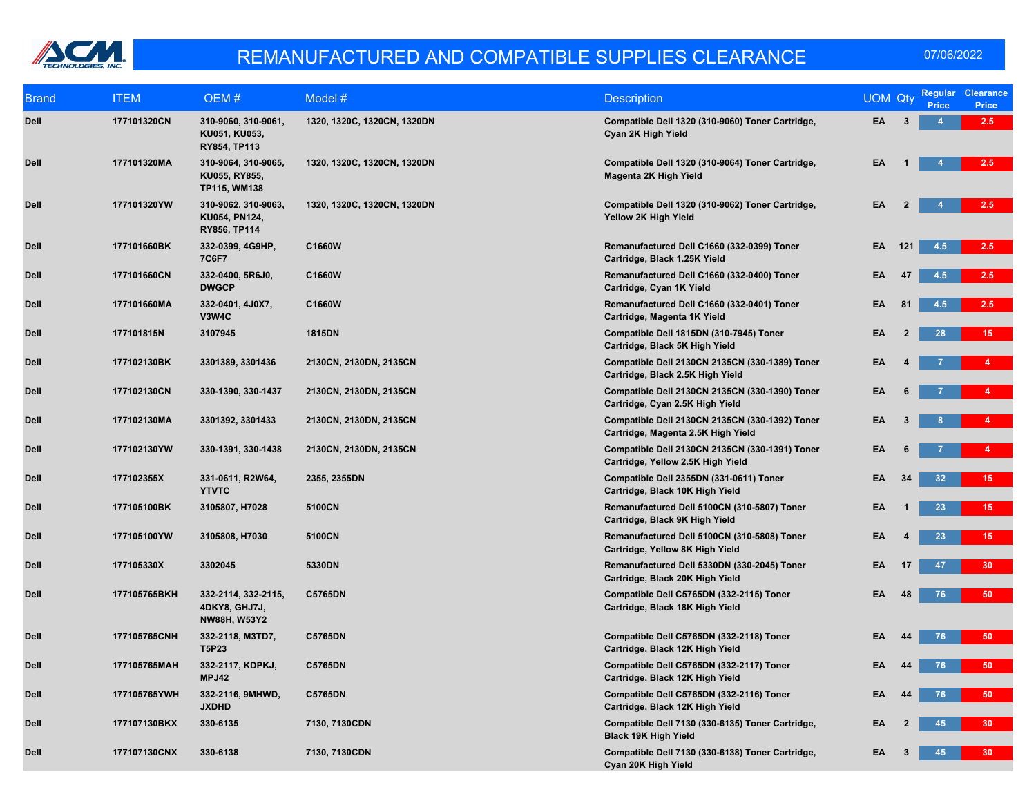# REMANUFACTURED AND COMPATIBLE SUPPLIES CLEARANCE

07/06/2022

| Brand | ITEM | OEM # | Model # | Description | UOM | Qty | Regular Price | Clearance Price |
|---|---|---|---|---|---|---|---|---|
| Dell | 177101320CN | 310-9060, 310-9061, KU051, KU053, RY854, TP113 | 1320, 1320C, 1320CN, 1320DN | Compatible Dell 1320 (310-9060) Toner Cartridge, Cyan 2K High Yield | EA | 3 | 4 | 2.5 |
| Dell | 177101320MA | 310-9064, 310-9065, KU055, RY855, TP115, WM138 | 1320, 1320C, 1320CN, 1320DN | Compatible Dell 1320 (310-9064) Toner Cartridge, Magenta 2K High Yield | EA | 1 | 4 | 2.5 |
| Dell | 177101320YW | 310-9062, 310-9063, KU054, PN124, RY856, TP114 | 1320, 1320C, 1320CN, 1320DN | Compatible Dell 1320 (310-9062) Toner Cartridge, Yellow 2K High Yield | EA | 2 | 4 | 2.5 |
| Dell | 177101660BK | 332-0399, 4G9HP, 7C6F7 | C1660W | Remanufactured Dell C1660 (332-0399) Toner Cartridge, Black 1.25K Yield | EA | 121 | 4.5 | 2.5 |
| Dell | 177101660CN | 332-0400, 5R6J0, DWGCP | C1660W | Remanufactured Dell C1660 (332-0400) Toner Cartridge, Cyan 1K Yield | EA | 47 | 4.5 | 2.5 |
| Dell | 177101660MA | 332-0401, 4J0X7, V3W4C | C1660W | Remanufactured Dell C1660 (332-0401) Toner Cartridge, Magenta 1K Yield | EA | 81 | 4.5 | 2.5 |
| Dell | 177101815N | 3107945 | 1815DN | Compatible Dell 1815DN (310-7945) Toner Cartridge, Black 5K High Yield | EA | 2 | 28 | 15 |
| Dell | 177102130BK | 3301389, 3301436 | 2130CN, 2130DN, 2135CN | Compatible Dell 2130CN 2135CN (330-1389) Toner Cartridge, Black 2.5K High Yield | EA | 4 | 7 | 4 |
| Dell | 177102130CN | 330-1390, 330-1437 | 2130CN, 2130DN, 2135CN | Compatible Dell 2130CN 2135CN (330-1390) Toner Cartridge, Cyan 2.5K High Yield | EA | 6 | 7 | 4 |
| Dell | 177102130MA | 3301392, 3301433 | 2130CN, 2130DN, 2135CN | Compatible Dell 2130CN 2135CN (330-1392) Toner Cartridge, Magenta 2.5K High Yield | EA | 3 | 8 | 4 |
| Dell | 177102130YW | 330-1391, 330-1438 | 2130CN, 2130DN, 2135CN | Compatible Dell 2130CN 2135CN (330-1391) Toner Cartridge, Yellow 2.5K High Yield | EA | 6 | 7 | 4 |
| Dell | 177102355X | 331-0611, R2W64, YTVTC | 2355, 2355DN | Compatible Dell 2355DN (331-0611) Toner Cartridge, Black 10K High Yield | EA | 34 | 32 | 15 |
| Dell | 177105100BK | 3105807, H7028 | 5100CN | Remanufactured Dell 5100CN (310-5807) Toner Cartridge, Black 9K High Yield | EA | 1 | 23 | 15 |
| Dell | 177105100YW | 3105808, H7030 | 5100CN | Remanufactured Dell 5100CN (310-5808) Toner Cartridge, Yellow 8K High Yield | EA | 4 | 23 | 15 |
| Dell | 177105330X | 3302045 | 5330DN | Remanufactured Dell 5330DN (330-2045) Toner Cartridge, Black 20K High Yield | EA | 17 | 47 | 30 |
| Dell | 177105765BKH | 332-2114, 332-2115, 4DKY8, GHJ7J, NW88H, W53Y2 | C5765DN | Compatible Dell C5765DN (332-2115) Toner Cartridge, Black 18K High Yield | EA | 48 | 76 | 50 |
| Dell | 177105765CNH | 332-2118, M3TD7, T5P23 | C5765DN | Compatible Dell C5765DN (332-2118) Toner Cartridge, Black 12K High Yield | EA | 44 | 76 | 50 |
| Dell | 177105765MAH | 332-2117, KDPKJ, MPJ42 | C5765DN | Compatible Dell C5765DN (332-2117) Toner Cartridge, Black 12K High Yield | EA | 44 | 76 | 50 |
| Dell | 177105765YWH | 332-2116, 9MHWD, JXDHD | C5765DN | Compatible Dell C5765DN (332-2116) Toner Cartridge, Black 12K High Yield | EA | 44 | 76 | 50 |
| Dell | 177107130BKX | 330-6135 | 7130, 7130CDN | Compatible Dell 7130 (330-6135) Toner Cartridge, Black 19K High Yield | EA | 2 | 45 | 30 |
| Dell | 177107130CNX | 330-6138 | 7130, 7130CDN | Compatible Dell 7130 (330-6138) Toner Cartridge, Cyan 20K High Yield | EA | 3 | 45 | 30 |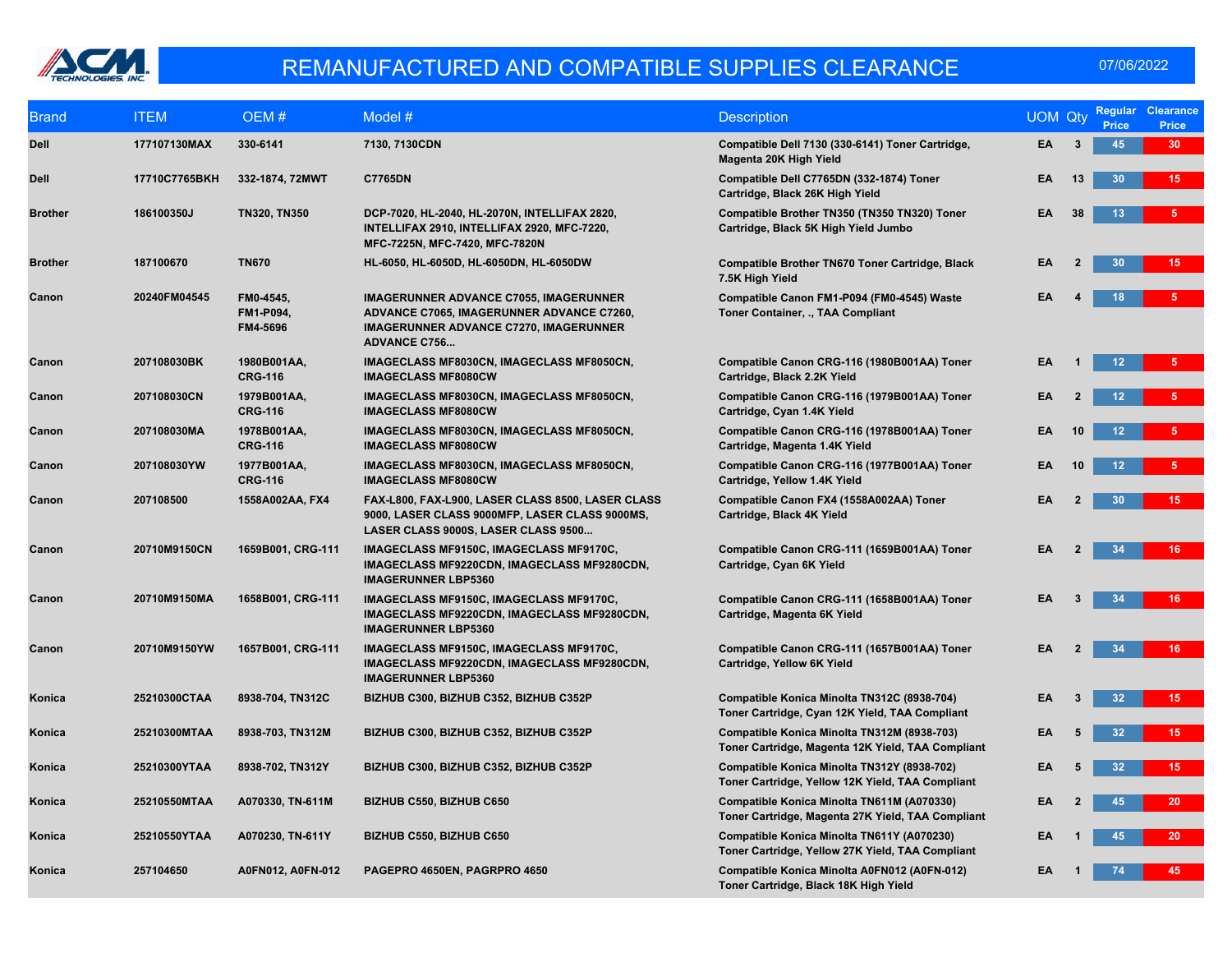# REMANUFACTURED AND COMPATIBLE SUPPLIES CLEARANCE

07/06/2022

| Brand | ITEM | OEM # | Model # | Description | UOM | Qty | Regular Price | Clearance Price |
|---|---|---|---|---|---|---|---|---|
| Dell | 177107130MAX | 330-6141 | 7130, 7130CDN | Compatible Dell 7130 (330-6141) Toner Cartridge, Magenta 20K High Yield | EA | 3 | 45 | 30 |
| Dell | 17710C7765BKH | 332-1874, 72MWT | C7765DN | Compatible Dell C7765DN (332-1874) Toner Cartridge, Black 26K High Yield | EA | 13 | 30 | 15 |
| Brother | 186100350J | TN320, TN350 | DCP-7020, HL-2040, HL-2070N, INTELLIFAX 2820, INTELLIFAX 2910, INTELLIFAX 2920, MFC-7220, MFC-7225N, MFC-7420, MFC-7820N | Compatible Brother TN350 (TN350 TN320) Toner Cartridge, Black 5K High Yield Jumbo | EA | 38 | 13 | 5 |
| Brother | 187100670 | TN670 | HL-6050, HL-6050D, HL-6050DN, HL-6050DW | Compatible Brother TN670 Toner Cartridge, Black 7.5K High Yield | EA | 2 | 30 | 15 |
| Canon | 20240FM04545 | FM0-4545, FM1-P094, FM4-5696 | IMAGERUNNER ADVANCE C7055, IMAGERUNNER ADVANCE C7065, IMAGERUNNER ADVANCE C7260, IMAGERUNNER ADVANCE C7270, IMAGERUNNER ADVANCE C756... | Compatible Canon FM1-P094 (FM0-4545) Waste Toner Container, ., TAA Compliant | EA | 4 | 18 | 5 |
| Canon | 207108030BK | 1980B001AA, CRG-116 | IMAGECLASS MF8030CN, IMAGECLASS MF8050CN, IMAGECLASS MF8080CW | Compatible Canon CRG-116 (1980B001AA) Toner Cartridge, Black 2.2K Yield | EA | 1 | 12 | 5 |
| Canon | 207108030CN | 1979B001AA, CRG-116 | IMAGECLASS MF8030CN, IMAGECLASS MF8050CN, IMAGECLASS MF8080CW | Compatible Canon CRG-116 (1979B001AA) Toner Cartridge, Cyan 1.4K Yield | EA | 2 | 12 | 5 |
| Canon | 207108030MA | 1978B001AA, CRG-116 | IMAGECLASS MF8030CN, IMAGECLASS MF8050CN, IMAGECLASS MF8080CW | Compatible Canon CRG-116 (1978B001AA) Toner Cartridge, Magenta 1.4K Yield | EA | 10 | 12 | 5 |
| Canon | 207108030YW | 1977B001AA, CRG-116 | IMAGECLASS MF8030CN, IMAGECLASS MF8050CN, IMAGECLASS MF8080CW | Compatible Canon CRG-116 (1977B001AA) Toner Cartridge, Yellow 1.4K Yield | EA | 10 | 12 | 5 |
| Canon | 207108500 | 1558A002AA, FX4 | FAX-L800, FAX-L900, LASER CLASS 8500, LASER CLASS 9000, LASER CLASS 9000MFP, LASER CLASS 9000MS, LASER CLASS 9000S, LASER CLASS 9500... | Compatible Canon FX4 (1558A002AA) Toner Cartridge, Black 4K Yield | EA | 2 | 30 | 15 |
| Canon | 20710M9150CN | 1659B001, CRG-111 | IMAGECLASS MF9150C, IMAGECLASS MF9170C, IMAGECLASS MF9220CDN, IMAGECLASS MF9280CDN, IMAGERUNNER LBP5360 | Compatible Canon CRG-111 (1659B001AA) Toner Cartridge, Cyan 6K Yield | EA | 2 | 34 | 16 |
| Canon | 20710M9150MA | 1658B001, CRG-111 | IMAGECLASS MF9150C, IMAGECLASS MF9170C, IMAGECLASS MF9220CDN, IMAGECLASS MF9280CDN, IMAGERUNNER LBP5360 | Compatible Canon CRG-111 (1658B001AA) Toner Cartridge, Magenta 6K Yield | EA | 3 | 34 | 16 |
| Canon | 20710M9150YW | 1657B001, CRG-111 | IMAGECLASS MF9150C, IMAGECLASS MF9170C, IMAGECLASS MF9220CDN, IMAGECLASS MF9280CDN, IMAGERUNNER LBP5360 | Compatible Canon CRG-111 (1657B001AA) Toner Cartridge, Yellow 6K Yield | EA | 2 | 34 | 16 |
| Konica | 25210300CTAA | 8938-704, TN312C | BIZHUB C300, BIZHUB C352, BIZHUB C352P | Compatible Konica Minolta TN312C (8938-704) Toner Cartridge, Cyan 12K Yield, TAA Compliant | EA | 3 | 32 | 15 |
| Konica | 25210300MTAA | 8938-703, TN312M | BIZHUB C300, BIZHUB C352, BIZHUB C352P | Compatible Konica Minolta TN312M (8938-703) Toner Cartridge, Magenta 12K Yield, TAA Compliant | EA | 5 | 32 | 15 |
| Konica | 25210300YTAA | 8938-702, TN312Y | BIZHUB C300, BIZHUB C352, BIZHUB C352P | Compatible Konica Minolta TN312Y (8938-702) Toner Cartridge, Yellow 12K Yield, TAA Compliant | EA | 5 | 32 | 15 |
| Konica | 25210550MTAA | A070330, TN-611M | BIZHUB C550, BIZHUB C650 | Compatible Konica Minolta TN611M (A070330) Toner Cartridge, Magenta 27K Yield, TAA Compliant | EA | 2 | 45 | 20 |
| Konica | 25210550YTAA | A070230, TN-611Y | BIZHUB C550, BIZHUB C650 | Compatible Konica Minolta TN611Y (A070230) Toner Cartridge, Yellow 27K Yield, TAA Compliant | EA | 1 | 45 | 20 |
| Konica | 257104650 | A0FN012, A0FN-012 | PAGEPRO 4650EN, PAGRPRO 4650 | Compatible Konica Minolta A0FN012 (A0FN-012) Toner Cartridge, Black 18K High Yield | EA | 1 | 74 | 45 |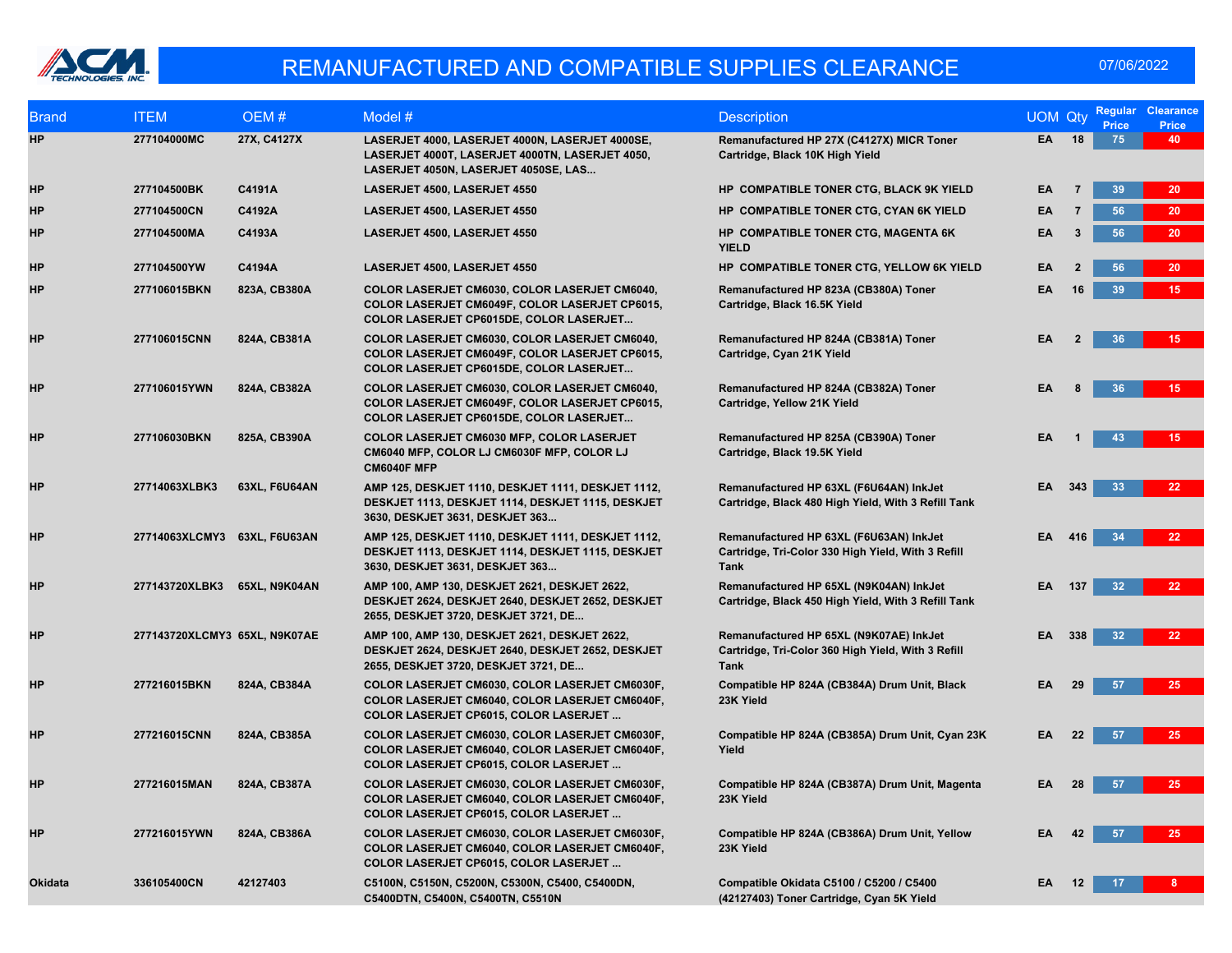# REMANUFACTURED AND COMPATIBLE SUPPLIES CLEARANCE

07/06/2022

| Brand | ITEM | OEM # | Model # | Description | UOM | Qty | Regular Price | Clearance Price |
|---|---|---|---|---|---|---|---|---|
| HP | 277104000MC | 27X, C4127X | LASERJET 4000, LASERJET 4000N, LASERJET 4000SE, LASERJET 4000T, LASERJET 4000TN, LASERJET 4050, LASERJET 4050N, LASERJET 4050SE, LAS... | Remanufactured HP 27X (C4127X) MICR Toner Cartridge, Black 10K High Yield | EA | 18 | 75 | 40 |
| HP | 277104500BK | C4191A | LASERJET 4500, LASERJET 4550 | HP COMPATIBLE TONER CTG, BLACK 9K YIELD | EA | 7 | 39 | 20 |
| HP | 277104500CN | C4192A | LASERJET 4500, LASERJET 4550 | HP COMPATIBLE TONER CTG, CYAN 6K YIELD | EA | 7 | 56 | 20 |
| HP | 277104500MA | C4193A | LASERJET 4500, LASERJET 4550 | HP COMPATIBLE TONER CTG, MAGENTA 6K YIELD | EA | 3 | 56 | 20 |
| HP | 277104500YW | C4194A | LASERJET 4500, LASERJET 4550 | HP COMPATIBLE TONER CTG, YELLOW 6K YIELD | EA | 2 | 56 | 20 |
| HP | 277106015BKN | 823A, CB380A | COLOR LASERJET CM6030, COLOR LASERJET CM6040, COLOR LASERJET CM6049F, COLOR LASERJET CP6015, COLOR LASERJET CP6015DE, COLOR LASERJET... | Remanufactured HP 823A (CB380A) Toner Cartridge, Black 16.5K Yield | EA | 16 | 39 | 15 |
| HP | 277106015CNN | 824A, CB381A | COLOR LASERJET CM6030, COLOR LASERJET CM6040, COLOR LASERJET CM6049F, COLOR LASERJET CP6015, COLOR LASERJET CP6015DE, COLOR LASERJET... | Remanufactured HP 824A (CB381A) Toner Cartridge, Cyan 21K Yield | EA | 2 | 36 | 15 |
| HP | 277106015YWN | 824A, CB382A | COLOR LASERJET CM6030, COLOR LASERJET CM6040, COLOR LASERJET CM6049F, COLOR LASERJET CP6015, COLOR LASERJET CP6015DE, COLOR LASERJET... | Remanufactured HP 824A (CB382A) Toner Cartridge, Yellow 21K Yield | EA | 8 | 36 | 15 |
| HP | 277106030BKN | 825A, CB390A | COLOR LASERJET CM6030 MFP, COLOR LASERJET CM6040 MFP, COLOR LJ CM6030F MFP, COLOR LJ CM6040F MFP | Remanufactured HP 825A (CB390A) Toner Cartridge, Black 19.5K Yield | EA | 1 | 43 | 15 |
| HP | 27714063XLBK3 | 63XL, F6U64AN | AMP 125, DESKJET 1110, DESKJET 1111, DESKJET 1112, DESKJET 1113, DESKJET 1114, DESKJET 1115, DESKJET 3630, DESKJET 3631, DESKJET 363... | Remanufactured HP 63XL (F6U64AN) InkJet Cartridge, Black 480 High Yield, With 3 Refill Tank | EA | 343 | 33 | 22 |
| HP | 27714063XLCMY3 | 63XL, F6U63AN | AMP 125, DESKJET 1110, DESKJET 1111, DESKJET 1112, DESKJET 1113, DESKJET 1114, DESKJET 1115, DESKJET 3630, DESKJET 3631, DESKJET 363... | Remanufactured HP 63XL (F6U63AN) InkJet Cartridge, Tri-Color 330 High Yield, With 3 Refill Tank | EA | 416 | 34 | 22 |
| HP | 277143720XLBK3 | 65XL, N9K04AN | AMP 100, AMP 130, DESKJET 2621, DESKJET 2622, DESKJET 2624, DESKJET 2640, DESKJET 2652, DESKJET 2655, DESKJET 3720, DESKJET 3721, DE... | Remanufactured HP 65XL (N9K04AN) InkJet Cartridge, Black 450 High Yield, With 3 Refill Tank | EA | 137 | 32 | 22 |
| HP | 277143720XLCMY3 | 65XL, N9K07AE | AMP 100, AMP 130, DESKJET 2621, DESKJET 2622, DESKJET 2624, DESKJET 2640, DESKJET 2652, DESKJET 2655, DESKJET 3720, DESKJET 3721, DE... | Remanufactured HP 65XL (N9K07AE) InkJet Cartridge, Tri-Color 360 High Yield, With 3 Refill Tank | EA | 338 | 32 | 22 |
| HP | 277216015BKN | 824A, CB384A | COLOR LASERJET CM6030, COLOR LASERJET CM6030F, COLOR LASERJET CM6040, COLOR LASERJET CM6040F, COLOR LASERJET CP6015, COLOR LASERJET ... | Compatible HP 824A (CB384A) Drum Unit, Black 23K Yield | EA | 29 | 57 | 25 |
| HP | 277216015CNN | 824A, CB385A | COLOR LASERJET CM6030, COLOR LASERJET CM6030F, COLOR LASERJET CM6040, COLOR LASERJET CM6040F, COLOR LASERJET CP6015, COLOR LASERJET ... | Compatible HP 824A (CB385A) Drum Unit, Cyan 23K Yield | EA | 22 | 57 | 25 |
| HP | 277216015MAN | 824A, CB387A | COLOR LASERJET CM6030, COLOR LASERJET CM6030F, COLOR LASERJET CM6040, COLOR LASERJET CM6040F, COLOR LASERJET CP6015, COLOR LASERJET ... | Compatible HP 824A (CB387A) Drum Unit, Magenta 23K Yield | EA | 28 | 57 | 25 |
| HP | 277216015YWN | 824A, CB386A | COLOR LASERJET CM6030, COLOR LASERJET CM6030F, COLOR LASERJET CM6040, COLOR LASERJET CM6040F, COLOR LASERJET CP6015, COLOR LASERJET ... | Compatible HP 824A (CB386A) Drum Unit, Yellow 23K Yield | EA | 42 | 57 | 25 |
| Okidata | 336105400CN | 42127403 | C5100N, C5150N, C5200N, C5300N, C5400, C5400DN, C5400DTN, C5400N, C5400TN, C5510N | Compatible Okidata C5100 / C5200 / C5400 (42127403) Toner Cartridge, Cyan 5K Yield | EA | 12 | 17 | 8 |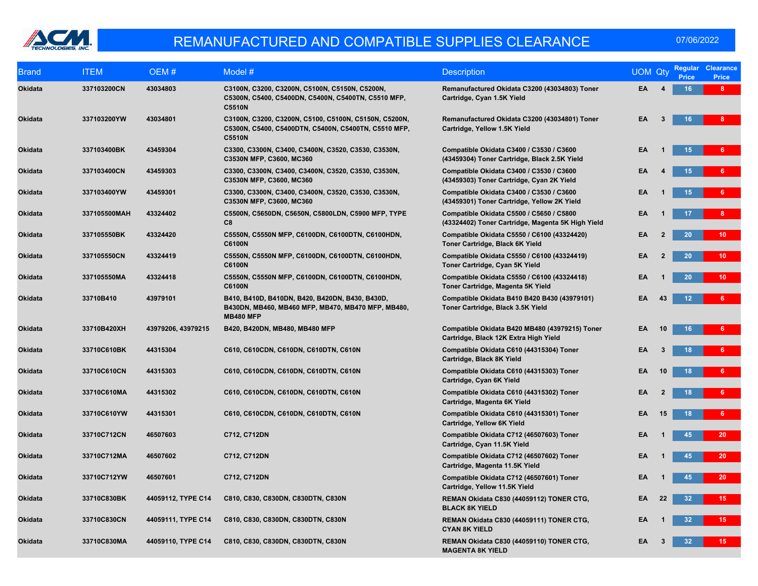# REMANUFACTURED AND COMPATIBLE SUPPLIES CLEARANCE

07/06/2022

| Brand | ITEM | OEM # | Model # | Description | UOM | Qty | Regular Price | Clearance Price |
|---|---|---|---|---|---|---|---|---|
| Okidata | 337103200CN | 43034803 | C3100N, C3200, C3200N, C5100N, C5150N, C5200N, C5300N, C5400, C5400DN, C5400N, C5400TN, C5510 MFP, C5510N | Remanufactured Okidata C3200 (43034803) Toner Cartridge, Cyan 1.5K Yield | EA | 4 | 16 | 8 |
| Okidata | 337103200YW | 43034801 | C3100N, C3200, C3200N, C5100, C5100N, C5150N, C5200N, C5300N, C5400, C5400DTN, C5400N, C5400TN, C5510 MFP, C5510N | Remanufactured Okidata C3200 (43034801) Toner Cartridge, Yellow 1.5K Yield | EA | 3 | 16 | 8 |
| Okidata | 337103400BK | 43459304 | C3300, C3300N, C3400, C3400N, C3520, C3530, C3530N, C3530N MFP, C3600, MC360 | Compatible Okidata C3400 / C3530 / C3600 (43459304) Toner Cartridge, Black 2.5K Yield | EA | 1 | 15 | 6 |
| Okidata | 337103400CN | 43459303 | C3300, C3300N, C3400, C3400N, C3520, C3530, C3530N, C3530N MFP, C3600, MC360 | Compatible Okidata C3400 / C3530 / C3600 (43459303) Toner Cartridge, Cyan 2K Yield | EA | 4 | 15 | 6 |
| Okidata | 337103400YW | 43459301 | C3300, C3300N, C3400, C3400N, C3520, C3530, C3530N, C3530N MFP, C3600, MC360 | Compatible Okidata C3400 / C3530 / C3600 (43459301) Toner Cartridge, Yellow 2K Yield | EA | 1 | 15 | 6 |
| Okidata | 337105500MAH | 43324402 | C5500N, C5650DN, C5650N, C5800LDN, C5900 MFP, TYPE C8 | Compatible Okidata C5500 / C5650 / C5800 (43324402) Toner Cartridge, Magenta 5K High Yield | EA | 1 | 17 | 8 |
| Okidata | 337105550BK | 43324420 | C5550N, C5550N MFP, C6100DN, C6100DTN, C6100HDN, C6100N | Compatible Okidata C5550 / C6100 (43324420) Toner Cartridge, Black 6K Yield | EA | 2 | 20 | 10 |
| Okidata | 337105550CN | 43324419 | C5550N, C5550N MFP, C6100DN, C6100DTN, C6100HDN, C6100N | Compatible Okidata C5550 / C6100 (43324419) Toner Cartridge, Cyan 5K Yield | EA | 2 | 20 | 10 |
| Okidata | 337105550MA | 43324418 | C5550N, C5550N MFP, C6100DN, C6100DTN, C6100HDN, C6100N | Compatible Okidata C5550 / C6100 (43324418) Toner Cartridge, Magenta 5K Yield | EA | 1 | 20 | 10 |
| Okidata | 33710B410 | 43979101 | B410, B410D, B410DN, B420, B420DN, B430, B430D, B430DN, MB460, MB460 MFP, MB470, MB470 MFP, MB480, MB480 MFP | Compatible Okidata B410 B420 B430 (43979101) Toner Cartridge, Black 3.5K Yield | EA | 43 | 12 | 6 |
| Okidata | 33710B420XH | 43979206, 43979215 | B420, B420DN, MB480, MB480 MFP | Compatible Okidata B420 MB480 (43979215) Toner Cartridge, Black 12K Extra High Yield | EA | 10 | 16 | 6 |
| Okidata | 33710C610BK | 44315304 | C610, C610CDN, C610DN, C610DTN, C610N | Compatible Okidata C610 (44315304) Toner Cartridge, Black 8K Yield | EA | 3 | 18 | 6 |
| Okidata | 33710C610CN | 44315303 | C610, C610CDN, C610DN, C610DTN, C610N | Compatible Okidata C610 (44315303) Toner Cartridge, Cyan 6K Yield | EA | 10 | 18 | 6 |
| Okidata | 33710C610MA | 44315302 | C610, C610CDN, C610DN, C610DTN, C610N | Compatible Okidata C610 (44315302) Toner Cartridge, Magenta 6K Yield | EA | 2 | 18 | 6 |
| Okidata | 33710C610YW | 44315301 | C610, C610CDN, C610DN, C610DTN, C610N | Compatible Okidata C610 (44315301) Toner Cartridge, Yellow 6K Yield | EA | 15 | 18 | 6 |
| Okidata | 33710C712CN | 46507603 | C712, C712DN | Compatible Okidata C712 (46507603) Toner Cartridge, Cyan 11.5K Yield | EA | 1 | 45 | 20 |
| Okidata | 33710C712MA | 46507602 | C712, C712DN | Compatible Okidata C712 (46507602) Toner Cartridge, Magenta 11.5K Yield | EA | 1 | 45 | 20 |
| Okidata | 33710C712YW | 46507601 | C712, C712DN | Compatible Okidata C712 (46507601) Toner Cartridge, Yellow 11.5K Yield | EA | 1 | 45 | 20 |
| Okidata | 33710C830BK | 44059112, TYPE C14 | C810, C830, C830DN, C830DTN, C830N | REMAN Okidata C830 (44059112) TONER CTG, BLACK 8K YIELD | EA | 22 | 32 | 15 |
| Okidata | 33710C830CN | 44059111, TYPE C14 | C810, C830, C830DN, C830DTN, C830N | REMAN Okidata C830 (44059111) TONER CTG, CYAN 8K YIELD | EA | 1 | 32 | 15 |
| Okidata | 33710C830MA | 44059110, TYPE C14 | C810, C830, C830DN, C830DTN, C830N | REMAN Okidata C830 (44059110) TONER CTG, MAGENTA 8K YIELD | EA | 3 | 32 | 15 |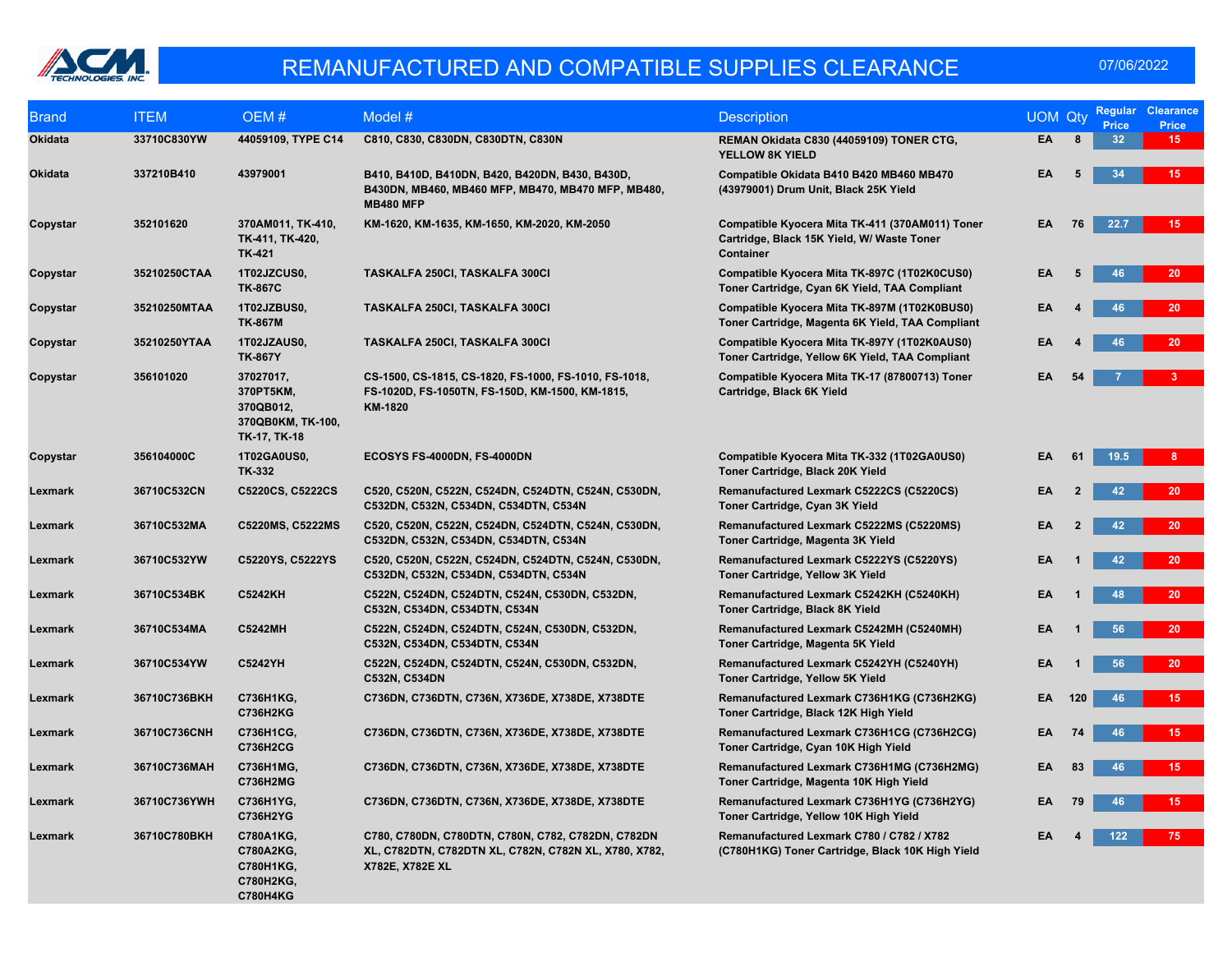# REMANUFACTURED AND COMPATIBLE SUPPLIES CLEARANCE

07/06/2022

| Brand | ITEM | OEM # | Model # | Description | UOM | Qty | Regular Price | Clearance Price |
|---|---|---|---|---|---|---|---|---|
| Okidata | 33710C830YW | 44059109, TYPE C14 | C810, C830, C830DN, C830DTN, C830N | REMAN Okidata C830 (44059109) TONER CTG, YELLOW 8K YIELD | EA | 8 | 32 | 15 |
| Okidata | 337210B410 | 43979001 | B410, B410D, B410DN, B420, B420DN, B430, B430D, B430DN, MB460, MB460 MFP, MB470, MB470 MFP, MB480, MB480 MFP | Compatible Okidata B410 B420 MB460 MB470 (43979001) Drum Unit, Black 25K Yield | EA | 5 | 34 | 15 |
| Copystar | 352101620 | 370AM011, TK-410, TK-411, TK-420, TK-421 | KM-1620, KM-1635, KM-1650, KM-2020, KM-2050 | Compatible Kyocera Mita TK-411 (370AM011) Toner Cartridge, Black 15K Yield, W/ Waste Toner Container | EA | 76 | 22.7 | 15 |
| Copystar | 35210250CTAA | 1T02JZCUS0, TK-867C | TASKALFA 250CI, TASKALFA 300CI | Compatible Kyocera Mita TK-897C (1T02K0CUS0) Toner Cartridge, Cyan 6K Yield, TAA Compliant | EA | 5 | 46 | 20 |
| Copystar | 35210250MTAA | 1T02JZBUS0, TK-867M | TASKALFA 250CI, TASKALFA 300CI | Compatible Kyocera Mita TK-897M (1T02K0BUS0) Toner Cartridge, Magenta 6K Yield, TAA Compliant | EA | 4 | 46 | 20 |
| Copystar | 35210250YTAA | 1T02JZAUS0, TK-867Y | TASKALFA 250CI, TASKALFA 300CI | Compatible Kyocera Mita TK-897Y (1T02K0AUS0) Toner Cartridge, Yellow 6K Yield, TAA Compliant | EA | 4 | 46 | 20 |
| Copystar | 356101020 | 37027017, 370PT5KM, 370QB012, 370QB0KM, TK-100, TK-17, TK-18 | CS-1500, CS-1815, CS-1820, FS-1000, FS-1010, FS-1018, FS-1020D, FS-1050TN, FS-150D, KM-1500, KM-1815, KM-1820 | Compatible Kyocera Mita TK-17 (87800713) Toner Cartridge, Black 6K Yield | EA | 54 | 7 | 3 |
| Copystar | 356104000C | 1T02GA0US0, TK-332 | ECOSYS FS-4000DN, FS-4000DN | Compatible Kyocera Mita TK-332 (1T02GA0US0) Toner Cartridge, Black 20K Yield | EA | 61 | 19.5 | 8 |
| Lexmark | 36710C532CN | C5220CS, C5222CS | C520, C520N, C522N, C524DN, C524DTN, C524N, C530DN, C532DN, C532N, C534DN, C534DTN, C534N | Remanufactured Lexmark C5222CS (C5220CS) Toner Cartridge, Cyan 3K Yield | EA | 2 | 42 | 20 |
| Lexmark | 36710C532MA | C5220MS, C5222MS | C520, C520N, C522N, C524DN, C524DTN, C524N, C530DN, C532DN, C532N, C534DN, C534DTN, C534N | Remanufactured Lexmark C5222MS (C5220MS) Toner Cartridge, Magenta 3K Yield | EA | 2 | 42 | 20 |
| Lexmark | 36710C532YW | C5220YS, C5222YS | C520, C520N, C522N, C524DN, C524DTN, C524N, C530DN, C532DN, C532N, C534DN, C534DTN, C534N | Remanufactured Lexmark C5222YS (C5220YS) Toner Cartridge, Yellow 3K Yield | EA | 1 | 42 | 20 |
| Lexmark | 36710C534BK | C5242KH | C522N, C524DN, C524DTN, C524N, C530DN, C532DN, C532N, C534DN, C534DTN, C534N | Remanufactured Lexmark C5242KH (C5240KH) Toner Cartridge, Black 8K Yield | EA | 1 | 48 | 20 |
| Lexmark | 36710C534MA | C5242MH | C522N, C524DN, C524DTN, C524N, C530DN, C532DN, C532N, C534DN, C534DTN, C534N | Remanufactured Lexmark C5242MH (C5240MH) Toner Cartridge, Magenta 5K Yield | EA | 1 | 56 | 20 |
| Lexmark | 36710C534YW | C5242YH | C522N, C524DN, C524DTN, C524N, C530DN, C532DN, C532N, C534DN | Remanufactured Lexmark C5242YH (C5240YH) Toner Cartridge, Yellow 5K Yield | EA | 1 | 56 | 20 |
| Lexmark | 36710C736BKH | C736H1KG, C736H2KG | C736DN, C736DTN, C736N, X736DE, X738DE, X738DTE | Remanufactured Lexmark C736H1KG (C736H2KG) Toner Cartridge, Black 12K High Yield | EA | 120 | 46 | 15 |
| Lexmark | 36710C736CNH | C736H1CG, C736H2CG | C736DN, C736DTN, C736N, X736DE, X738DE, X738DTE | Remanufactured Lexmark C736H1CG (C736H2CG) Toner Cartridge, Cyan 10K High Yield | EA | 74 | 46 | 15 |
| Lexmark | 36710C736MAH | C736H1MG, C736H2MG | C736DN, C736DTN, C736N, X736DE, X738DE, X738DTE | Remanufactured Lexmark C736H1MG (C736H2MG) Toner Cartridge, Magenta 10K High Yield | EA | 83 | 46 | 15 |
| Lexmark | 36710C736YWH | C736H1YG, C736H2YG | C736DN, C736DTN, C736N, X736DE, X738DE, X738DTE | Remanufactured Lexmark C736H1YG (C736H2YG) Toner Cartridge, Yellow 10K High Yield | EA | 79 | 46 | 15 |
| Lexmark | 36710C780BKH | C780A1KG, C780A2KG, C780H1KG, C780H2KG, C780H4KG | C780, C780DN, C780DTN, C780N, C782, C782DN, C782DN XL, C782DTN, C782DTN XL, C782N, C782N XL, X780, X782, X782E, X782E XL | Remanufactured Lexmark C780 / C782 / X782 (C780H1KG) Toner Cartridge, Black 10K High Yield | EA | 4 | 122 | 75 |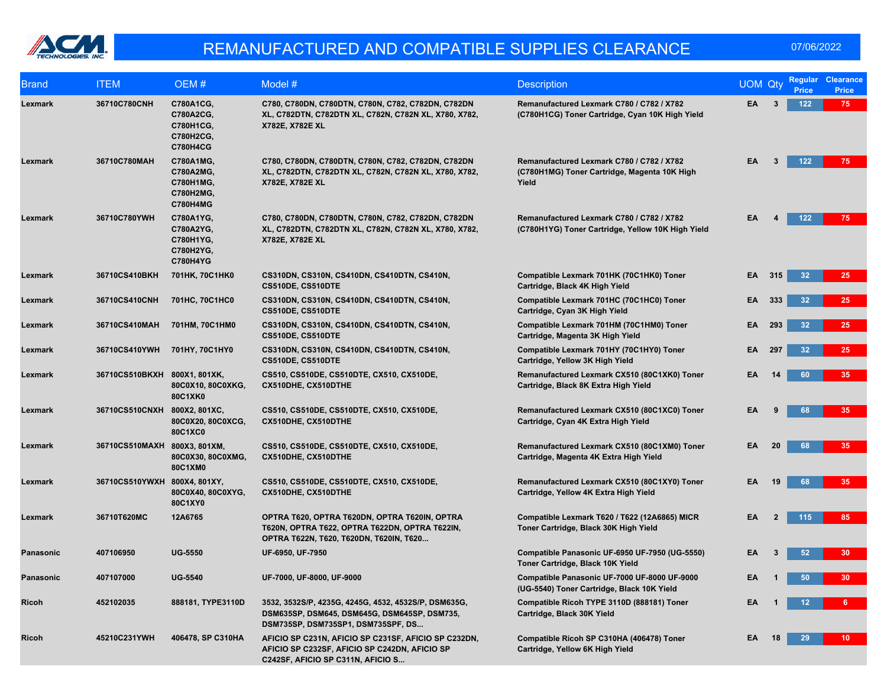# REMANUFACTURED AND COMPATIBLE SUPPLIES CLEARANCE

07/06/2022

| Brand | ITEM | OEM # | Model # | Description | UOM | Qty | Regular Price | Clearance Price |
|---|---|---|---|---|---|---|---|---|
| Lexmark | 36710C780CNH | C780A1CG, C780A2CG, C780H1CG, C780H2CG, C780H4CG | C780, C780DN, C780DTN, C780N, C782, C782DN, C782DN XL, C782DTN, C782DTN XL, C782N, C782N XL, X780, X782, X782E, X782E XL | Remanufactured Lexmark C780 / C782 / X782 (C780H1CG) Toner Cartridge, Cyan 10K High Yield | EA | 3 | 122 | 75 |
| Lexmark | 36710C780MAH | C780A1MG, C780A2MG, C780H1MG, C780H2MG, C780H4MG | C780, C780DN, C780DTN, C780N, C782, C782DN, C782DN XL, C782DTN, C782DTN XL, C782N, C782N XL, X780, X782, X782E, X782E XL | Remanufactured Lexmark C780 / C782 / X782 (C780H1MG) Toner Cartridge, Magenta 10K High Yield | EA | 3 | 122 | 75 |
| Lexmark | 36710C780YWH | C780A1YG, C780A2YG, C780H1YG, C780H2YG, C780H4YG | C780, C780DN, C780DTN, C780N, C782, C782DN, C782DN XL, C782DTN, C782DTN XL, C782N, C782N XL, X780, X782, X782E, X782E XL | Remanufactured Lexmark C780 / C782 / X782 (C780H1YG) Toner Cartridge, Yellow 10K High Yield | EA | 4 | 122 | 75 |
| Lexmark | 36710CS410BKH | 701HK, 70C1HK0 | CS310DN, CS310N, CS410DN, CS410DTN, CS410N, CS510DE, CS510DTE | Compatible Lexmark 701HK (70C1HK0) Toner Cartridge, Black 4K High Yield | EA | 315 | 32 | 25 |
| Lexmark | 36710CS410CNH | 701HC, 70C1HC0 | CS310DN, CS310N, CS410DN, CS410DTN, CS410N, CS510DE, CS510DTE | Compatible Lexmark 701HC (70C1HC0) Toner Cartridge, Cyan 3K High Yield | EA | 333 | 32 | 25 |
| Lexmark | 36710CS410MAH | 701HM, 70C1HM0 | CS310DN, CS310N, CS410DN, CS410DTN, CS410N, CS510DE, CS510DTE | Compatible Lexmark 701HM (70C1HM0) Toner Cartridge, Magenta 3K High Yield | EA | 293 | 32 | 25 |
| Lexmark | 36710CS410YWH | 701HY, 70C1HY0 | CS310DN, CS310N, CS410DN, CS410DTN, CS410N, CS510DE, CS510DTE | Compatible Lexmark 701HY (70C1HY0) Toner Cartridge, Yellow 3K High Yield | EA | 297 | 32 | 25 |
| Lexmark | 36710CS510BKXH | 800X1, 801XK, 80C0X10, 80C0XKG, 80C1XK0 | CS510, CS510DE, CS510DTE, CX510, CX510DE, CX510DHE, CX510DTHE | Remanufactured Lexmark CX510 (80C1XK0) Toner Cartridge, Black 8K Extra High Yield | EA | 14 | 60 | 35 |
| Lexmark | 36710CS510CNXH | 800X2, 801XC, 80C0X20, 80C0XCG, 80C1XC0 | CS510, CS510DE, CS510DTE, CX510, CX510DE, CX510DHE, CX510DTHE | Remanufactured Lexmark CX510 (80C1XC0) Toner Cartridge, Cyan 4K Extra High Yield | EA | 9 | 68 | 35 |
| Lexmark | 36710CS510MAXH | 800X3, 801XM, 80C0X30, 80C0XMG, 80C1XM0 | CS510, CS510DE, CS510DTE, CX510, CX510DE, CX510DHE, CX510DTHE | Remanufactured Lexmark CX510 (80C1XM0) Toner Cartridge, Magenta 4K Extra High Yield | EA | 20 | 68 | 35 |
| Lexmark | 36710CS510YWXH | 800X4, 801XY, 80C0X40, 80C0XYG, 80C1XY0 | CS510, CS510DE, CS510DTE, CX510, CX510DE, CX510DHE, CX510DTHE | Remanufactured Lexmark CX510 (80C1XY0) Toner Cartridge, Yellow 4K Extra High Yield | EA | 19 | 68 | 35 |
| Lexmark | 36710T620MC | 12A6765 | OPTRA T620, OPTRA T620DN, OPTRA T620IN, OPTRA T620N, OPTRA T622, OPTRA T622DN, OPTRA T622IN, OPTRA T622N, T620, T620DN, T620IN, T620... | Compatible Lexmark T620 / T622 (12A6865) MICR Toner Cartridge, Black 30K High Yield | EA | 2 | 115 | 85 |
| Panasonic | 407106950 | UG-5550 | UF-6950, UF-7950 | Compatible Panasonic UF-6950 UF-7950 (UG-5550) Toner Cartridge, Black 10K Yield | EA | 3 | 52 | 30 |
| Panasonic | 407107000 | UG-5540 | UF-7000, UF-8000, UF-9000 | Compatible Panasonic UF-7000 UF-8000 UF-9000 (UG-5540) Toner Cartridge, Black 10K Yield | EA | 1 | 50 | 30 |
| Ricoh | 452102035 | 888181, TYPE3110D | 3532, 3532S/P, 4235G, 4245G, 4532, 4532S/P, DSM635G, DSM635SP, DSM645, DSM645G, DSM645SP, DSM735, DSM735SP, DSM735SP1, DSM735SPF, DS... | Compatible Ricoh TYPE 3110D (888181) Toner Cartridge, Black 30K Yield | EA | 1 | 12 | 6 |
| Ricoh | 45210C231YWH | 406478, SP C310HA | AFICIO SP C231N, AFICIO SP C231SF, AFICIO SP C232DN, AFICIO SP C232SF, AFICIO SP C242DN, AFICIO SP C242SF, AFICIO SP C311N, AFICIO S... | Compatible Ricoh SP C310HA (406478) Toner Cartridge, Yellow 6K High Yield | EA | 18 | 29 | 10 |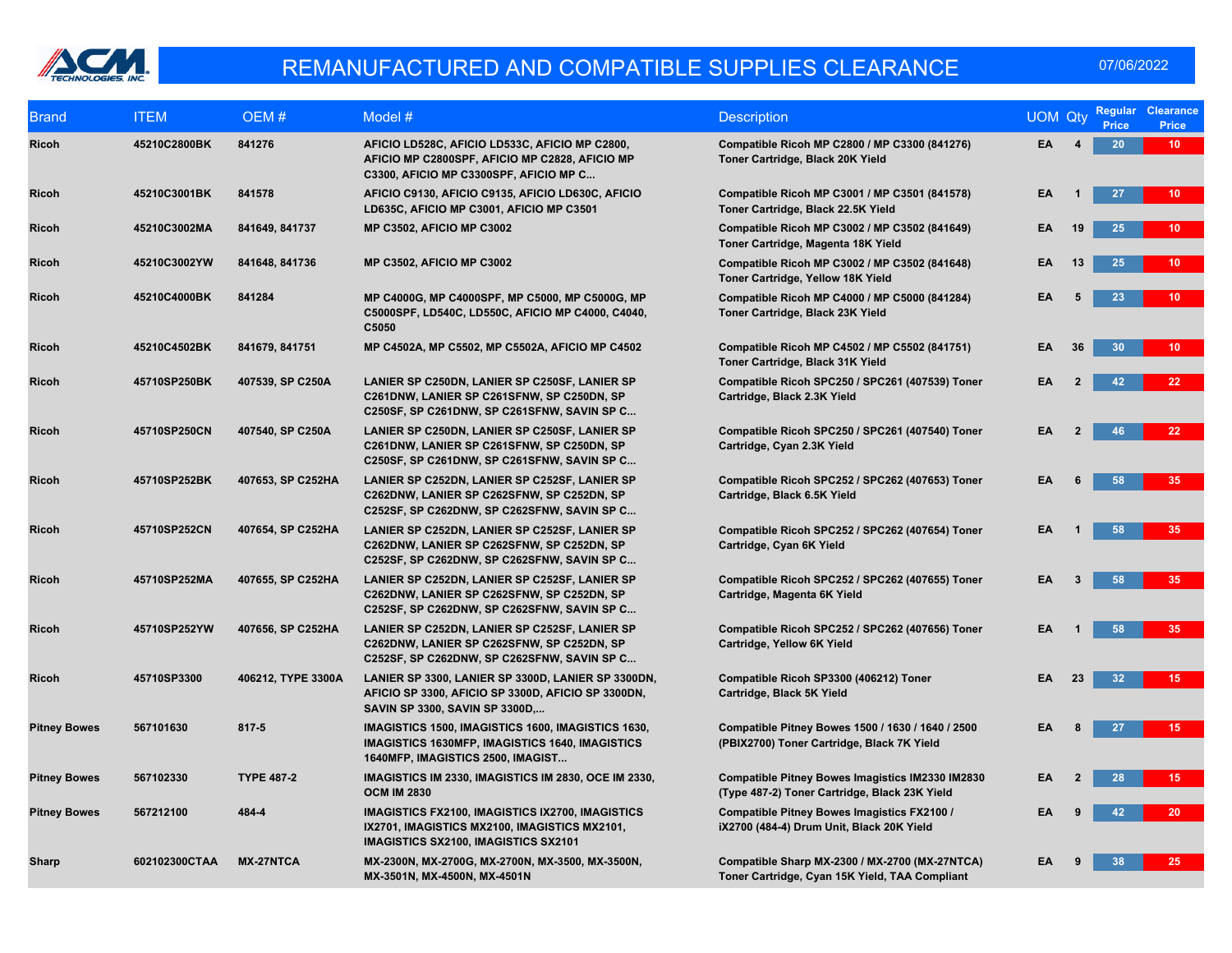# REMANUFACTURED AND COMPATIBLE SUPPLIES CLEARANCE

07/06/2022

| Brand | ITEM | OEM # | Model # | Description | UOM | Qty | Regular Price | Clearance Price |
|---|---|---|---|---|---|---|---|---|
| Ricoh | 45210C2800BK | 841276 | AFICIO LD528C, AFICIO LD533C, AFICIO MP C2800, AFICIO MP C2800SPF, AFICIO MP C2828, AFICIO MP C3300, AFICIO MP C3300SPF, AFICIO MP C... | Compatible Ricoh MP C2800 / MP C3300 (841276) Toner Cartridge, Black 20K Yield | EA | 4 | 20 | 10 |
| Ricoh | 45210C3001BK | 841578 | AFICIO C9130, AFICIO C9135, AFICIO LD630C, AFICIO LD635C, AFICIO MP C3001, AFICIO MP C3501 | Compatible Ricoh MP C3001 / MP C3501 (841578) Toner Cartridge, Black 22.5K Yield | EA | 1 | 27 | 10 |
| Ricoh | 45210C3002MA | 841649, 841737 | MP C3502, AFICIO MP C3002 | Compatible Ricoh MP C3002 / MP C3502 (841649) Toner Cartridge, Magenta 18K Yield | EA | 19 | 25 | 10 |
| Ricoh | 45210C3002YW | 841648, 841736 | MP C3502, AFICIO MP C3002 | Compatible Ricoh MP C3002 / MP C3502 (841648) Toner Cartridge, Yellow 18K Yield | EA | 13 | 25 | 10 |
| Ricoh | 45210C4000BK | 841284 | MP C4000G, MP C4000SPF, MP C5000, MP C5000G, MP C5000SPF, LD540C, LD550C, AFICIO MP C4000, C4040, C5050 | Compatible Ricoh MP C4000 / MP C5000 (841284) Toner Cartridge, Black 23K Yield | EA | 5 | 23 | 10 |
| Ricoh | 45210C4502BK | 841679, 841751 | MP C4502A, MP C5502, MP C5502A, AFICIO MP C4502 | Compatible Ricoh MP C4502 / MP C5502 (841751) Toner Cartridge, Black 31K Yield | EA | 36 | 30 | 10 |
| Ricoh | 45710SP250BK | 407539, SP C250A | LANIER SP C250DN, LANIER SP C250SF, LANIER SP C261DNW, LANIER SP C261SFNW, SP C250DN, SP C250SF, SP C261DNW, SP C261SFNW, SAVIN SP C... | Compatible Ricoh SPC250 / SPC261 (407539) Toner Cartridge, Black 2.3K Yield | EA | 2 | 42 | 22 |
| Ricoh | 45710SP250CN | 407540, SP C250A | LANIER SP C250DN, LANIER SP C250SF, LANIER SP C261DNW, LANIER SP C261SFNW, SP C250DN, SP C250SF, SP C261DNW, SP C261SFNW, SAVIN SP C... | Compatible Ricoh SPC250 / SPC261 (407540) Toner Cartridge, Cyan 2.3K Yield | EA | 2 | 46 | 22 |
| Ricoh | 45710SP252BK | 407653, SP C252HA | LANIER SP C252DN, LANIER SP C252SF, LANIER SP C262DNW, LANIER SP C262SFNW, SP C252DN, SP C252SF, SP C262DNW, SP C262SFNW, SAVIN SP C... | Compatible Ricoh SPC252 / SPC262 (407653) Toner Cartridge, Black 6.5K Yield | EA | 6 | 58 | 35 |
| Ricoh | 45710SP252CN | 407654, SP C252HA | LANIER SP C252DN, LANIER SP C252SF, LANIER SP C262DNW, LANIER SP C262SFNW, SP C252DN, SP C252SF, SP C262DNW, SP C262SFNW, SAVIN SP C... | Compatible Ricoh SPC252 / SPC262 (407654) Toner Cartridge, Cyan 6K Yield | EA | 1 | 58 | 35 |
| Ricoh | 45710SP252MA | 407655, SP C252HA | LANIER SP C252DN, LANIER SP C252SF, LANIER SP C262DNW, LANIER SP C262SFNW, SP C252DN, SP C252SF, SP C262DNW, SP C262SFNW, SAVIN SP C... | Compatible Ricoh SPC252 / SPC262 (407655) Toner Cartridge, Magenta 6K Yield | EA | 3 | 58 | 35 |
| Ricoh | 45710SP252YW | 407656, SP C252HA | LANIER SP C252DN, LANIER SP C252SF, LANIER SP C262DNW, LANIER SP C262SFNW, SP C252DN, SP C252SF, SP C262DNW, SP C262SFNW, SAVIN SP C... | Compatible Ricoh SPC252 / SPC262 (407656) Toner Cartridge, Yellow 6K Yield | EA | 1 | 58 | 35 |
| Ricoh | 45710SP3300 | 406212, TYPE 3300A | LANIER SP 3300, LANIER SP 3300D, LANIER SP 3300DN, AFICIO SP 3300, AFICIO SP 3300D, AFICIO SP 3300DN, SAVIN SP 3300, SAVIN SP 3300D,... | Compatible Ricoh SP3300 (406212) Toner Cartridge, Black 5K Yield | EA | 23 | 32 | 15 |
| Pitney Bowes | 567101630 | 817-5 | IMAGISTICS 1500, IMAGISTICS 1600, IMAGISTICS 1630, IMAGISTICS 1630MFP, IMAGISTICS 1640, IMAGISTICS 1640MFP, IMAGISTICS 2500, IMAGIST... | Compatible Pitney Bowes 1500 / 1630 / 1640 / 2500 (PBIX2700) Toner Cartridge, Black 7K Yield | EA | 8 | 27 | 15 |
| Pitney Bowes | 567102330 | TYPE 487-2 | IMAGISTICS IM 2330, IMAGISTICS IM 2830, OCE IM 2330, OCM IM 2830 | Compatible Pitney Bowes Imagistics IM2330 IM2830 (Type 487-2) Toner Cartridge, Black 23K Yield | EA | 2 | 28 | 15 |
| Pitney Bowes | 567212100 | 484-4 | IMAGISTICS FX2100, IMAGISTICS IX2700, IMAGISTICS IX2701, IMAGISTICS MX2100, IMAGISTICS MX2101, IMAGISTICS SX2100, IMAGISTICS SX2101 | Compatible Pitney Bowes Imagistics FX2100 / iX2700 (484-4) Drum Unit, Black 20K Yield | EA | 9 | 42 | 20 |
| Sharp | 602102300CTAA | MX-27NTCA | MX-2300N, MX-2700G, MX-2700N, MX-3500, MX-3500N, MX-3501N, MX-4500N, MX-4501N | Compatible Sharp MX-2300 / MX-2700 (MX-27NTCA) Toner Cartridge, Cyan 15K Yield, TAA Compliant | EA | 9 | 38 | 25 |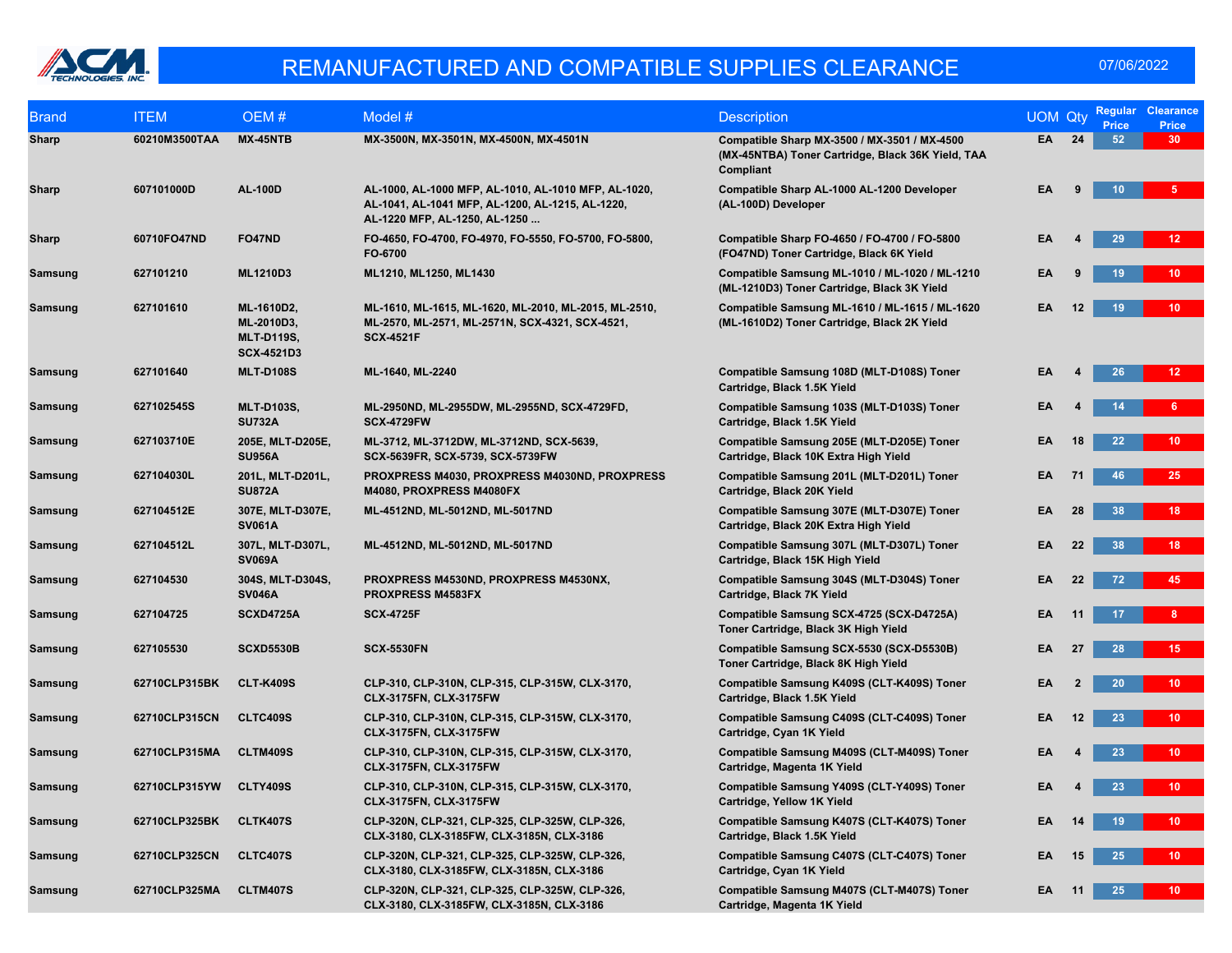# REMANUFACTURED AND COMPATIBLE SUPPLIES CLEARANCE

07/06/2022

| Brand | ITEM | OEM # | Model # | Description | UOM | Qty | Regular Price | Clearance Price |
|---|---|---|---|---|---|---|---|---|
| Sharp | 60210M3500TAA | MX-45NTB | MX-3500N, MX-3501N, MX-4500N, MX-4501N | Compatible Sharp MX-3500 / MX-3501 / MX-4500 (MX-45NTBA) Toner Cartridge, Black 36K Yield, TAA Compliant | EA | 24 | 52 | 30 |
| Sharp | 607101000D | AL-100D | AL-1000, AL-1000 MFP, AL-1010, AL-1010 MFP, AL-1020, AL-1041, AL-1041 MFP, AL-1200, AL-1215, AL-1220, AL-1220 MFP, AL-1250, AL-1250 ... | Compatible Sharp AL-1000 AL-1200 Developer (AL-100D) Developer | EA | 9 | 10 | 5 |
| Sharp | 60710FO47ND | FO47ND | FO-4650, FO-4700, FO-4970, FO-5550, FO-5700, FO-5800, FO-6700 | Compatible Sharp FO-4650 / FO-4700 / FO-5800 (FO47ND) Toner Cartridge, Black 6K Yield | EA | 4 | 29 | 12 |
| Samsung | 627101210 | ML1210D3 | ML1210, ML1250, ML1430 | Compatible Samsung ML-1010 / ML-1020 / ML-1210 (ML-1210D3) Toner Cartridge, Black 3K Yield | EA | 9 | 19 | 10 |
| Samsung | 627101610 | ML-1610D2, ML-2010D3, MLT-D119S, SCX-4521D3 | ML-1610, ML-1615, ML-1620, ML-2010, ML-2015, ML-2510, ML-2570, ML-2571, ML-2571N, SCX-4321, SCX-4521, SCX-4521F | Compatible Samsung ML-1610 / ML-1615 / ML-1620 (ML-1610D2) Toner Cartridge, Black 2K Yield | EA | 12 | 19 | 10 |
| Samsung | 627101640 | MLT-D108S | ML-1640, ML-2240 | Compatible Samsung 108D (MLT-D108S) Toner Cartridge, Black 1.5K Yield | EA | 4 | 26 | 12 |
| Samsung | 627102545S | MLT-D103S, SU732A | ML-2950ND, ML-2955DW, ML-2955ND, SCX-4729FD, SCX-4729FW | Compatible Samsung 103S (MLT-D103S) Toner Cartridge, Black 1.5K Yield | EA | 4 | 14 | 6 |
| Samsung | 627103710E | 205E, MLT-D205E, SU956A | ML-3712, ML-3712DW, ML-3712ND, SCX-5639, SCX-5639FR, SCX-5739, SCX-5739FW | Compatible Samsung 205E (MLT-D205E) Toner Cartridge, Black 10K Extra High Yield | EA | 18 | 22 | 10 |
| Samsung | 627104030L | 201L, MLT-D201L, SU872A | PROXPRESS M4030, PROXPRESS M4030ND, PROXPRESS M4080, PROXPRESS M4080FX | Compatible Samsung 201L (MLT-D201L) Toner Cartridge, Black 20K Yield | EA | 71 | 46 | 25 |
| Samsung | 627104512E | 307E, MLT-D307E, SV061A | ML-4512ND, ML-5012ND, ML-5017ND | Compatible Samsung 307E (MLT-D307E) Toner Cartridge, Black 20K Extra High Yield | EA | 28 | 38 | 18 |
| Samsung | 627104512L | 307L, MLT-D307L, SV069A | ML-4512ND, ML-5012ND, ML-5017ND | Compatible Samsung 307L (MLT-D307L) Toner Cartridge, Black 15K High Yield | EA | 22 | 38 | 18 |
| Samsung | 627104530 | 304S, MLT-D304S, SV046A | PROXPRESS M4530ND, PROXPRESS M4530NX, PROXPRESS M4583FX | Compatible Samsung 304S (MLT-D304S) Toner Cartridge, Black 7K Yield | EA | 22 | 72 | 45 |
| Samsung | 627104725 | SCXD4725A | SCX-4725F | Compatible Samsung SCX-4725 (SCX-D4725A) Toner Cartridge, Black 3K High Yield | EA | 11 | 17 | 8 |
| Samsung | 627105530 | SCXD5530B | SCX-5530FN | Compatible Samsung SCX-5530 (SCX-D5530B) Toner Cartridge, Black 8K High Yield | EA | 27 | 28 | 15 |
| Samsung | 62710CLP315BK | CLT-K409S | CLP-310, CLP-310N, CLP-315, CLP-315W, CLX-3170, CLX-3175FN, CLX-3175FW | Compatible Samsung K409S (CLT-K409S) Toner Cartridge, Black 1.5K Yield | EA | 2 | 20 | 10 |
| Samsung | 62710CLP315CN | CLTC409S | CLP-310, CLP-310N, CLP-315, CLP-315W, CLX-3170, CLX-3175FN, CLX-3175FW | Compatible Samsung C409S (CLT-C409S) Toner Cartridge, Cyan 1K Yield | EA | 12 | 23 | 10 |
| Samsung | 62710CLP315MA | CLTM409S | CLP-310, CLP-310N, CLP-315, CLP-315W, CLX-3170, CLX-3175FN, CLX-3175FW | Compatible Samsung M409S (CLT-M409S) Toner Cartridge, Magenta 1K Yield | EA | 4 | 23 | 10 |
| Samsung | 62710CLP315YW | CLTY409S | CLP-310, CLP-310N, CLP-315, CLP-315W, CLX-3170, CLX-3175FN, CLX-3175FW | Compatible Samsung Y409S (CLT-Y409S) Toner Cartridge, Yellow 1K Yield | EA | 4 | 23 | 10 |
| Samsung | 62710CLP325BK | CLTK407S | CLP-320N, CLP-321, CLP-325, CLP-325W, CLP-326, CLX-3180, CLX-3185FW, CLX-3185N, CLX-3186 | Compatible Samsung K407S (CLT-K407S) Toner Cartridge, Black 1.5K Yield | EA | 14 | 19 | 10 |
| Samsung | 62710CLP325CN | CLTC407S | CLP-320N, CLP-321, CLP-325, CLP-325W, CLP-326, CLX-3180, CLX-3185FW, CLX-3185N, CLX-3186 | Compatible Samsung C407S (CLT-C407S) Toner Cartridge, Cyan 1K Yield | EA | 15 | 25 | 10 |
| Samsung | 62710CLP325MA | CLTM407S | CLP-320N, CLP-321, CLP-325, CLP-325W, CLP-326, CLX-3180, CLX-3185FW, CLX-3185N, CLX-3186 | Compatible Samsung M407S (CLT-M407S) Toner Cartridge, Magenta 1K Yield | EA | 11 | 25 | 10 |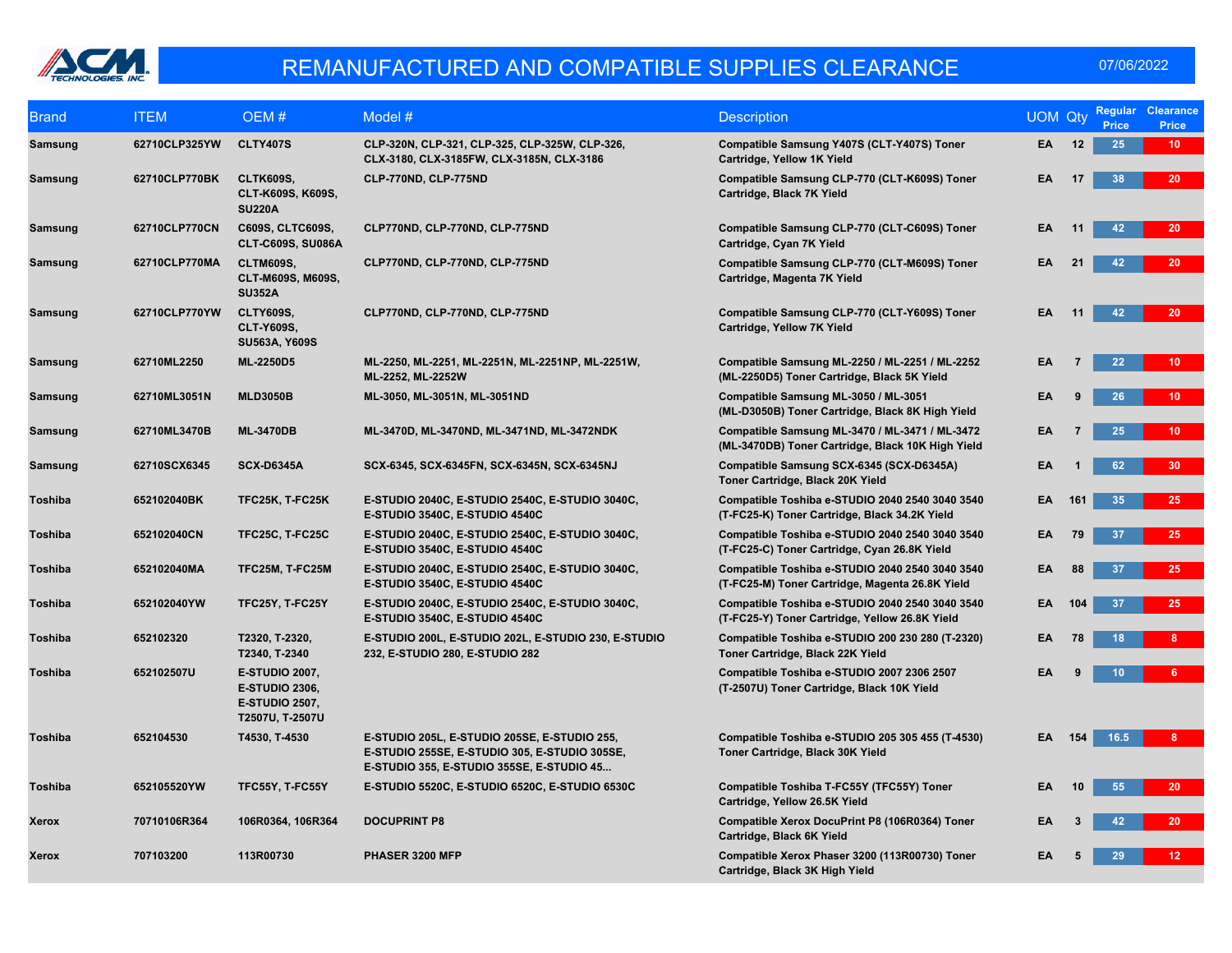# REMANUFACTURED AND COMPATIBLE SUPPLIES CLEARANCE

07/06/2022

| Brand | ITEM | OEM # | Model # | Description | UOM | Qty | Regular Price | Clearance Price |
|---|---|---|---|---|---|---|---|---|
| Samsung | 62710CLP325YW | CLTY407S | CLP-320N, CLP-321, CLP-325, CLP-325W, CLP-326, CLX-3180, CLX-3185FW, CLX-3185N, CLX-3186 | Compatible Samsung Y407S (CLT-Y407S) Toner Cartridge, Yellow 1K Yield | EA | 12 | 25 | 10 |
| Samsung | 62710CLP770BK | CLTK609S, CLT-K609S, K609S, SU220A | CLP-770ND, CLP-775ND | Compatible Samsung CLP-770 (CLT-K609S) Toner Cartridge, Black 7K Yield | EA | 17 | 38 | 20 |
| Samsung | 62710CLP770CN | C609S, CLTC609S, CLT-C609S, SU086A | CLP770ND, CLP-770ND, CLP-775ND | Compatible Samsung CLP-770 (CLT-C609S) Toner Cartridge, Cyan 7K Yield | EA | 11 | 42 | 20 |
| Samsung | 62710CLP770MA | CLTM609S, CLT-M609S, M609S, SU352A | CLP770ND, CLP-770ND, CLP-775ND | Compatible Samsung CLP-770 (CLT-M609S) Toner Cartridge, Magenta 7K Yield | EA | 21 | 42 | 20 |
| Samsung | 62710CLP770YW | CLTY609S, CLT-Y609S, SU563A, Y609S | CLP770ND, CLP-770ND, CLP-775ND | Compatible Samsung CLP-770 (CLT-Y609S) Toner Cartridge, Yellow 7K Yield | EA | 11 | 42 | 20 |
| Samsung | 62710ML2250 | ML-2250D5 | ML-2250, ML-2251, ML-2251N, ML-2251NP, ML-2251W, ML-2252, ML-2252W | Compatible Samsung ML-2250 / ML-2251 / ML-2252 (ML-2250D5) Toner Cartridge, Black 5K Yield | EA | 7 | 22 | 10 |
| Samsung | 62710ML3051N | MLD3050B | ML-3050, ML-3051N, ML-3051ND | Compatible Samsung ML-3050 / ML-3051 (ML-D3050B) Toner Cartridge, Black 8K High Yield | EA | 9 | 26 | 10 |
| Samsung | 62710ML3470B | ML-3470DB | ML-3470D, ML-3470ND, ML-3471ND, ML-3472NDK | Compatible Samsung ML-3470 / ML-3471 / ML-3472 (ML-3470DB) Toner Cartridge, Black 10K High Yield | EA | 7 | 25 | 10 |
| Samsung | 62710SCX6345 | SCX-D6345A | SCX-6345, SCX-6345FN, SCX-6345N, SCX-6345NJ | Compatible Samsung SCX-6345 (SCX-D6345A) Toner Cartridge, Black 20K Yield | EA | 1 | 62 | 30 |
| Toshiba | 652102040BK | TFC25K, T-FC25K | E-STUDIO 2040C, E-STUDIO 2540C, E-STUDIO 3040C, E-STUDIO 3540C, E-STUDIO 4540C | Compatible Toshiba e-STUDIO 2040 2540 3040 3540 (T-FC25-K) Toner Cartridge, Black 34.2K Yield | EA | 161 | 35 | 25 |
| Toshiba | 652102040CN | TFC25C, T-FC25C | E-STUDIO 2040C, E-STUDIO 2540C, E-STUDIO 3040C, E-STUDIO 3540C, E-STUDIO 4540C | Compatible Toshiba e-STUDIO 2040 2540 3040 3540 (T-FC25-C) Toner Cartridge, Cyan 26.8K Yield | EA | 79 | 37 | 25 |
| Toshiba | 652102040MA | TFC25M, T-FC25M | E-STUDIO 2040C, E-STUDIO 2540C, E-STUDIO 3040C, E-STUDIO 3540C, E-STUDIO 4540C | Compatible Toshiba e-STUDIO 2040 2540 3040 3540 (T-FC25-M) Toner Cartridge, Magenta 26.8K Yield | EA | 88 | 37 | 25 |
| Toshiba | 652102040YW | TFC25Y, T-FC25Y | E-STUDIO 2040C, E-STUDIO 2540C, E-STUDIO 3040C, E-STUDIO 3540C, E-STUDIO 4540C | Compatible Toshiba e-STUDIO 2040 2540 3040 3540 (T-FC25-Y) Toner Cartridge, Yellow 26.8K Yield | EA | 104 | 37 | 25 |
| Toshiba | 652102320 | T2320, T-2320, T2340, T-2340 | E-STUDIO 200L, E-STUDIO 202L, E-STUDIO 230, E-STUDIO 232, E-STUDIO 280, E-STUDIO 282 | Compatible Toshiba e-STUDIO 200 230 280 (T-2320) Toner Cartridge, Black 22K Yield | EA | 78 | 18 | 8 |
| Toshiba | 652102507U | E-STUDIO 2007, E-STUDIO 2306, E-STUDIO 2507, T2507U, T-2507U | | Compatible Toshiba e-STUDIO 2007 2306 2507 (T-2507U) Toner Cartridge, Black 10K Yield | EA | 9 | 10 | 6 |
| Toshiba | 652104530 | T4530, T-4530 | E-STUDIO 205L, E-STUDIO 205SE, E-STUDIO 255, E-STUDIO 255SE, E-STUDIO 305, E-STUDIO 305SE, E-STUDIO 355, E-STUDIO 355SE, E-STUDIO 45... | Compatible Toshiba e-STUDIO 205 305 455 (T-4530) Toner Cartridge, Black 30K Yield | EA | 154 | 16.5 | 8 |
| Toshiba | 652105520YW | TFC55Y, T-FC55Y | E-STUDIO 5520C, E-STUDIO 6520C, E-STUDIO 6530C | Compatible Toshiba T-FC55Y (TFC55Y) Toner Cartridge, Yellow 26.5K Yield | EA | 10 | 55 | 20 |
| Xerox | 70710106R364 | 106R0364, 106R364 | DOCUPRINT P8 | Compatible Xerox DocuPrint P8 (106R0364) Toner Cartridge, Black 6K Yield | EA | 3 | 42 | 20 |
| Xerox | 707103200 | 113R00730 | PHASER 3200 MFP | Compatible Xerox Phaser 3200 (113R00730) Toner Cartridge, Black 3K High Yield | EA | 5 | 29 | 12 |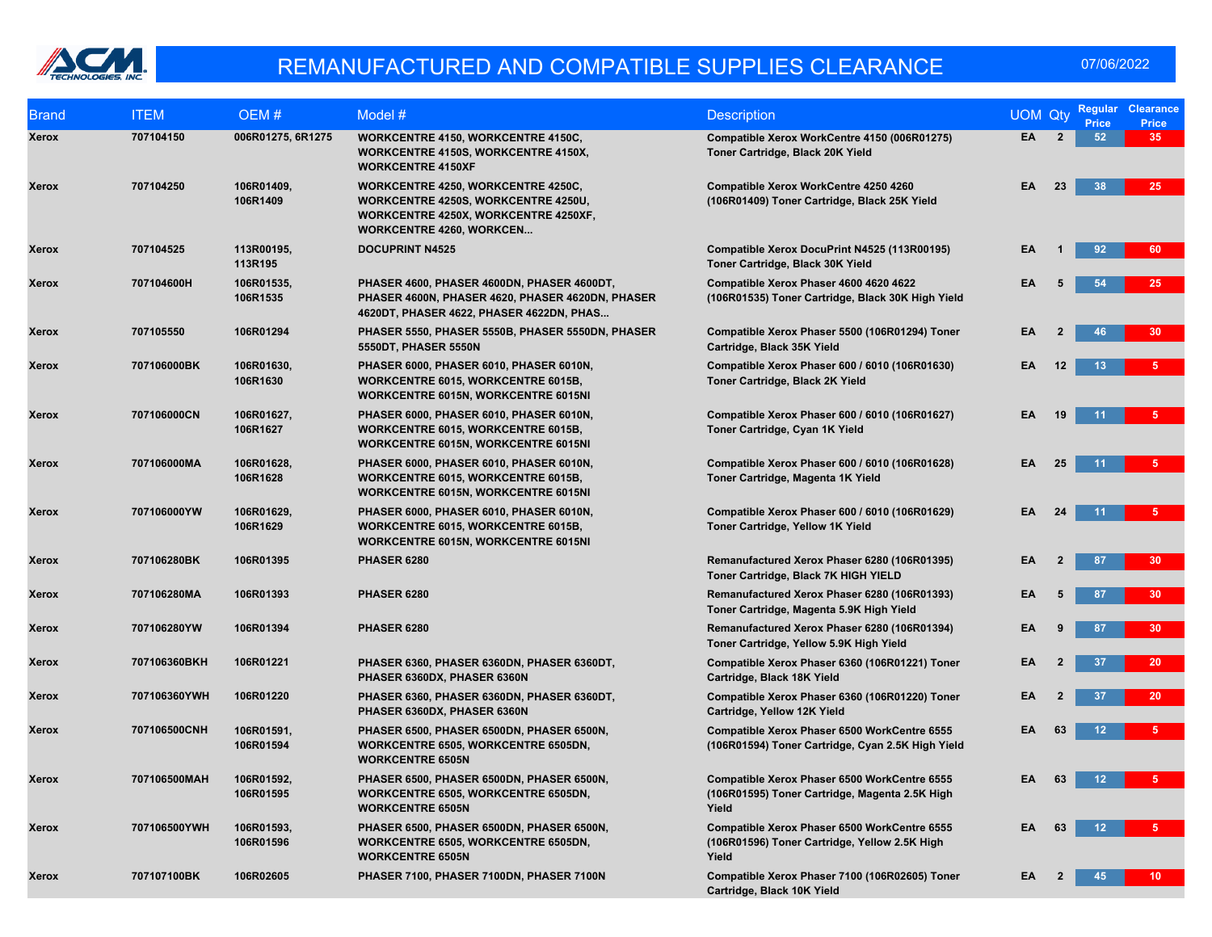# REMANUFACTURED AND COMPATIBLE SUPPLIES CLEARANCE

07/06/2022

| Brand | ITEM | OEM # | Model # | Description | UOM | Qty | Regular Price | Clearance Price |
|---|---|---|---|---|---|---|---|---|
| Xerox | 707104150 | 006R01275, 6R1275 | WORKCENTRE 4150, WORKCENTRE 4150C, WORKCENTRE 4150S, WORKCENTRE 4150X, WORKCENTRE 4150XF | Compatible Xerox WorkCentre 4150 (006R01275) Toner Cartridge, Black 20K Yield | EA | 2 | 52 | 35 |
| Xerox | 707104250 | 106R01409, 106R1409 | WORKCENTRE 4250, WORKCENTRE 4250C, WORKCENTRE 4250S, WORKCENTRE 4250U, WORKCENTRE 4250X, WORKCENTRE 4250XF, WORKCENTRE 4260, WORKCEN... | Compatible Xerox WorkCentre 4250 4260 (106R01409) Toner Cartridge, Black 25K Yield | EA | 23 | 38 | 25 |
| Xerox | 707104525 | 113R00195, 113R195 | DOCUPRINT N4525 | Compatible Xerox DocuPrint N4525 (113R00195) Toner Cartridge, Black 30K Yield | EA | 1 | 92 | 60 |
| Xerox | 707104600H | 106R01535, 106R1535 | PHASER 4600, PHASER 4600DN, PHASER 4600DT, PHASER 4600N, PHASER 4620, PHASER 4620DN, PHASER 4620DT, PHASER 4622, PHASER 4622DN, PHAS... | Compatible Xerox Phaser 4600 4620 4622 (106R01535) Toner Cartridge, Black 30K High Yield | EA | 5 | 54 | 25 |
| Xerox | 707105550 | 106R01294 | PHASER 5550, PHASER 5550B, PHASER 5550DN, PHASER 5550DT, PHASER 5550N | Compatible Xerox Phaser 5500 (106R01294) Toner Cartridge, Black 35K Yield | EA | 2 | 46 | 30 |
| Xerox | 707106000BK | 106R01630, 106R1630 | PHASER 6000, PHASER 6010, PHASER 6010N, WORKCENTRE 6015, WORKCENTRE 6015B, WORKCENTRE 6015N, WORKCENTRE 6015NI | Compatible Xerox Phaser 600 / 6010 (106R01630) Toner Cartridge, Black 2K Yield | EA | 12 | 13 | 5 |
| Xerox | 707106000CN | 106R01627, 106R1627 | PHASER 6000, PHASER 6010, PHASER 6010N, WORKCENTRE 6015, WORKCENTRE 6015B, WORKCENTRE 6015N, WORKCENTRE 6015NI | Compatible Xerox Phaser 600 / 6010 (106R01627) Toner Cartridge, Cyan 1K Yield | EA | 19 | 11 | 5 |
| Xerox | 707106000MA | 106R01628, 106R1628 | PHASER 6000, PHASER 6010, PHASER 6010N, WORKCENTRE 6015, WORKCENTRE 6015B, WORKCENTRE 6015N, WORKCENTRE 6015NI | Compatible Xerox Phaser 600 / 6010 (106R01628) Toner Cartridge, Magenta 1K Yield | EA | 25 | 11 | 5 |
| Xerox | 707106000YW | 106R01629, 106R1629 | PHASER 6000, PHASER 6010, PHASER 6010N, WORKCENTRE 6015, WORKCENTRE 6015B, WORKCENTRE 6015N, WORKCENTRE 6015NI | Compatible Xerox Phaser 600 / 6010 (106R01629) Toner Cartridge, Yellow 1K Yield | EA | 24 | 11 | 5 |
| Xerox | 707106280BK | 106R01395 | PHASER 6280 | Remanufactured Xerox Phaser 6280 (106R01395) Toner Cartridge, Black 7K HIGH YIELD | EA | 2 | 87 | 30 |
| Xerox | 707106280MA | 106R01393 | PHASER 6280 | Remanufactured Xerox Phaser 6280 (106R01393) Toner Cartridge, Magenta 5.9K High Yield | EA | 5 | 87 | 30 |
| Xerox | 707106280YW | 106R01394 | PHASER 6280 | Remanufactured Xerox Phaser 6280 (106R01394) Toner Cartridge, Yellow 5.9K High Yield | EA | 9 | 87 | 30 |
| Xerox | 707106360BKH | 106R01221 | PHASER 6360, PHASER 6360DN, PHASER 6360DT, PHASER 6360DX, PHASER 6360N | Compatible Xerox Phaser 6360 (106R01221) Toner Cartridge, Black 18K Yield | EA | 2 | 37 | 20 |
| Xerox | 707106360YWH | 106R01220 | PHASER 6360, PHASER 6360DN, PHASER 6360DT, PHASER 6360DX, PHASER 6360N | Compatible Xerox Phaser 6360 (106R01220) Toner Cartridge, Yellow 12K Yield | EA | 2 | 37 | 20 |
| Xerox | 707106500CNH | 106R01591, 106R01594 | PHASER 6500, PHASER 6500DN, PHASER 6500N, WORKCENTRE 6505, WORKCENTRE 6505DN, WORKCENTRE 6505N | Compatible Xerox Phaser 6500 WorkCentre 6555 (106R01594) Toner Cartridge, Cyan 2.5K High Yield | EA | 63 | 12 | 5 |
| Xerox | 707106500MAH | 106R01592, 106R01595 | PHASER 6500, PHASER 6500DN, PHASER 6500N, WORKCENTRE 6505, WORKCENTRE 6505DN, WORKCENTRE 6505N | Compatible Xerox Phaser 6500 WorkCentre 6555 (106R01595) Toner Cartridge, Magenta 2.5K High Yield | EA | 63 | 12 | 5 |
| Xerox | 707106500YWH | 106R01593, 106R01596 | PHASER 6500, PHASER 6500DN, PHASER 6500N, WORKCENTRE 6505, WORKCENTRE 6505DN, WORKCENTRE 6505N | Compatible Xerox Phaser 6500 WorkCentre 6555 (106R01596) Toner Cartridge, Yellow 2.5K High Yield | EA | 63 | 12 | 5 |
| Xerox | 707107100BK | 106R02605 | PHASER 7100, PHASER 7100DN, PHASER 7100N | Compatible Xerox Phaser 7100 (106R02605) Toner Cartridge, Black 10K Yield | EA | 2 | 45 | 10 |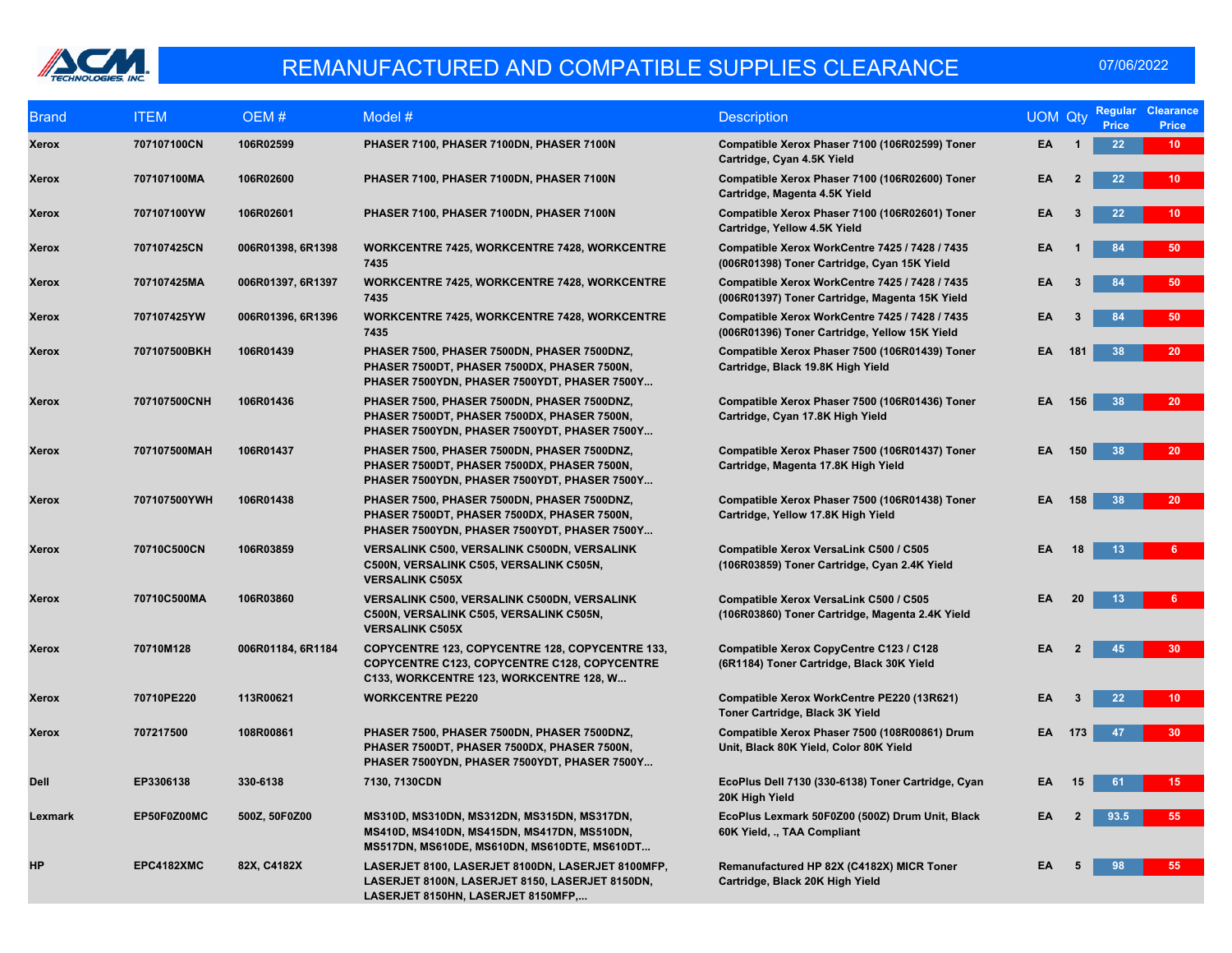# REMANUFACTURED AND COMPATIBLE SUPPLIES CLEARANCE

07/06/2022

| Brand | ITEM | OEM # | Model # | Description | UOM | Qty | Regular Price | Clearance Price |
|---|---|---|---|---|---|---|---|---|
| Xerox | 707107100CN | 106R02599 | PHASER 7100, PHASER 7100DN, PHASER 7100N | Compatible Xerox Phaser 7100 (106R02599) Toner Cartridge, Cyan 4.5K Yield | EA | 1 | 22 | 10 |
| Xerox | 707107100MA | 106R02600 | PHASER 7100, PHASER 7100DN, PHASER 7100N | Compatible Xerox Phaser 7100 (106R02600) Toner Cartridge, Magenta 4.5K Yield | EA | 2 | 22 | 10 |
| Xerox | 707107100YW | 106R02601 | PHASER 7100, PHASER 7100DN, PHASER 7100N | Compatible Xerox Phaser 7100 (106R02601) Toner Cartridge, Yellow 4.5K Yield | EA | 3 | 22 | 10 |
| Xerox | 707107425CN | 006R01398, 6R1398 | WORKCENTRE 7425, WORKCENTRE 7428, WORKCENTRE 7435 | Compatible Xerox WorkCentre 7425 / 7428 / 7435 (006R01398) Toner Cartridge, Cyan 15K Yield | EA | 1 | 84 | 50 |
| Xerox | 707107425MA | 006R01397, 6R1397 | WORKCENTRE 7425, WORKCENTRE 7428, WORKCENTRE 7435 | Compatible Xerox WorkCentre 7425 / 7428 / 7435 (006R01397) Toner Cartridge, Magenta 15K Yield | EA | 3 | 84 | 50 |
| Xerox | 707107425YW | 006R01396, 6R1396 | WORKCENTRE 7425, WORKCENTRE 7428, WORKCENTRE 7435 | Compatible Xerox WorkCentre 7425 / 7428 / 7435 (006R01396) Toner Cartridge, Yellow 15K Yield | EA | 3 | 84 | 50 |
| Xerox | 707107500BKH | 106R01439 | PHASER 7500, PHASER 7500DN, PHASER 7500DNZ, PHASER 7500DT, PHASER 7500DX, PHASER 7500N, PHASER 7500YDN, PHASER 7500YDT, PHASER 7500Y... | Compatible Xerox Phaser 7500 (106R01439) Toner Cartridge, Black 19.8K High Yield | EA | 181 | 38 | 20 |
| Xerox | 707107500CNH | 106R01436 | PHASER 7500, PHASER 7500DN, PHASER 7500DNZ, PHASER 7500DT, PHASER 7500DX, PHASER 7500N, PHASER 7500YDN, PHASER 7500YDT, PHASER 7500Y... | Compatible Xerox Phaser 7500 (106R01436) Toner Cartridge, Cyan 17.8K High Yield | EA | 156 | 38 | 20 |
| Xerox | 707107500MAH | 106R01437 | PHASER 7500, PHASER 7500DN, PHASER 7500DNZ, PHASER 7500DT, PHASER 7500DX, PHASER 7500N, PHASER 7500YDN, PHASER 7500YDT, PHASER 7500Y... | Compatible Xerox Phaser 7500 (106R01437) Toner Cartridge, Magenta 17.8K High Yield | EA | 150 | 38 | 20 |
| Xerox | 707107500YWH | 106R01438 | PHASER 7500, PHASER 7500DN, PHASER 7500DNZ, PHASER 7500DT, PHASER 7500DX, PHASER 7500N, PHASER 7500YDN, PHASER 7500YDT, PHASER 7500Y... | Compatible Xerox Phaser 7500 (106R01438) Toner Cartridge, Yellow 17.8K High Yield | EA | 158 | 38 | 20 |
| Xerox | 70710C500CN | 106R03859 | VERSALINK C500, VERSALINK C500DN, VERSALINK C500N, VERSALINK C505, VERSALINK C505N, VERSALINK C505X | Compatible Xerox VersaLink C500 / C505 (106R03859) Toner Cartridge, Cyan 2.4K Yield | EA | 18 | 13 | 6 |
| Xerox | 70710C500MA | 106R03860 | VERSALINK C500, VERSALINK C500DN, VERSALINK C500N, VERSALINK C505, VERSALINK C505N, VERSALINK C505X | Compatible Xerox VersaLink C500 / C505 (106R03860) Toner Cartridge, Magenta 2.4K Yield | EA | 20 | 13 | 6 |
| Xerox | 70710M128 | 006R01184, 6R1184 | COPYCENTRE 123, COPYCENTRE 128, COPYCENTRE 133, COPYCENTRE C123, COPYCENTRE C128, COPYCENTRE C133, WORKCENTRE 123, WORKCENTRE 128, W... | Compatible Xerox CopyCentre C123 / C128 (6R1184) Toner Cartridge, Black 30K Yield | EA | 2 | 45 | 30 |
| Xerox | 70710PE220 | 113R00621 | WORKCENTRE PE220 | Compatible Xerox WorkCentre PE220 (13R621) Toner Cartridge, Black 3K Yield | EA | 3 | 22 | 10 |
| Xerox | 707217500 | 108R00861 | PHASER 7500, PHASER 7500DN, PHASER 7500DNZ, PHASER 7500DT, PHASER 7500DX, PHASER 7500N, PHASER 7500YDN, PHASER 7500YDT, PHASER 7500Y... | Compatible Xerox Phaser 7500 (108R00861) Drum Unit, Black 80K Yield, Color 80K Yield | EA | 173 | 47 | 30 |
| Dell | EP3306138 | 330-6138 | 7130, 7130CDN | EcoPlus Dell 7130 (330-6138) Toner Cartridge, Cyan 20K High Yield | EA | 15 | 61 | 15 |
| Lexmark | EP50F0Z00MC | 500Z, 50F0Z00 | MS310D, MS310DN, MS312DN, MS315DN, MS317DN, MS410D, MS410DN, MS415DN, MS417DN, MS510DN, MS517DN, MS610DE, MS610DN, MS610DTE, MS610DT... | EcoPlus Lexmark 50F0Z00 (500Z) Drum Unit, Black 60K Yield, ., TAA Compliant | EA | 2 | 93.5 | 55 |
| HP | EPC4182XMC | 82X, C4182X | LASERJET 8100, LASERJET 8100DN, LASERJET 8100MFP, LASERJET 8100N, LASERJET 8150, LASERJET 8150DN, LASERJET 8150HN, LASERJET 8150MFP,... | Remanufactured HP 82X (C4182X) MICR Toner Cartridge, Black 20K High Yield | EA | 5 | 98 | 55 |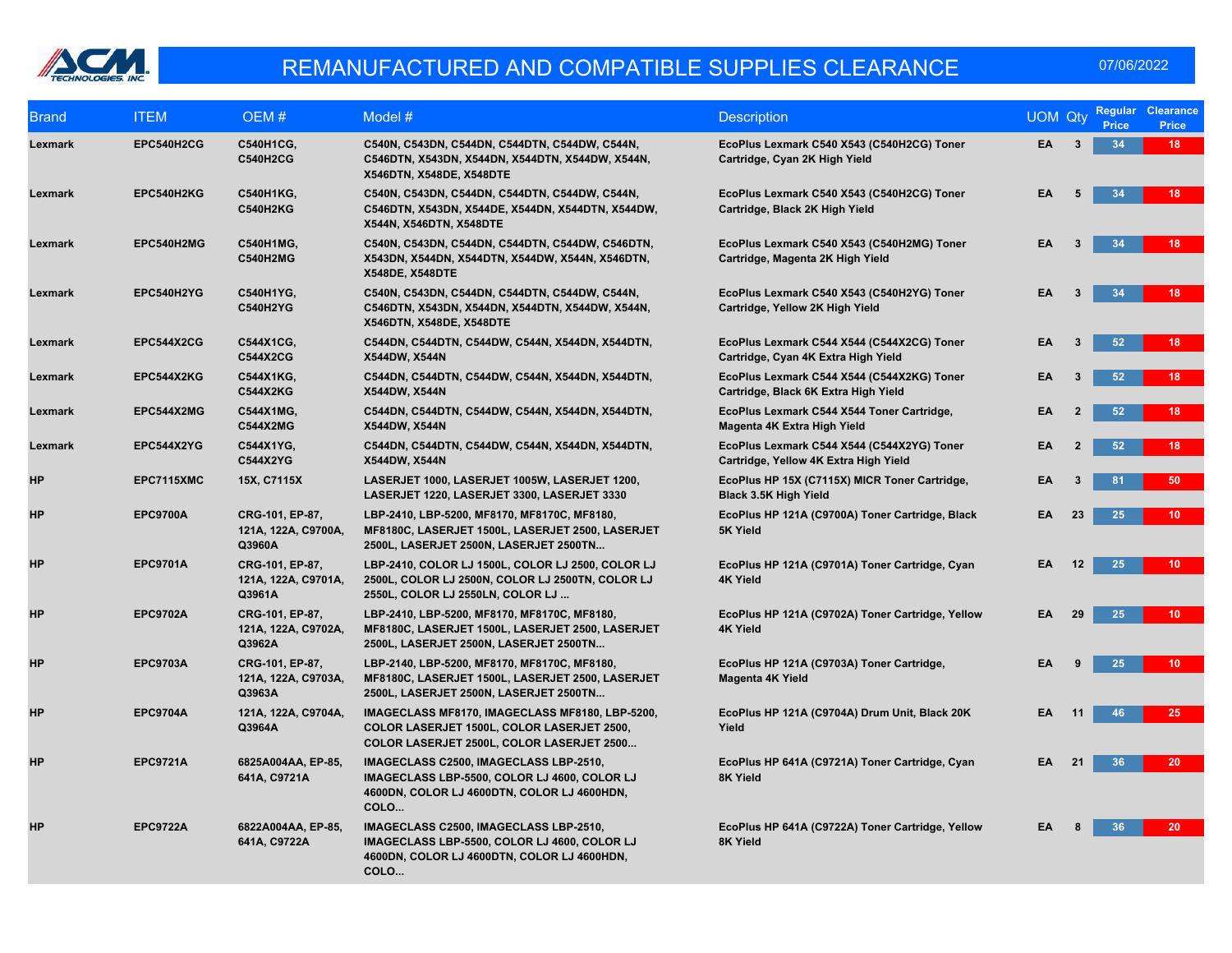# REMANUFACTURED AND COMPATIBLE SUPPLIES CLEARANCE

07/06/2022

| Brand | ITEM | OEM # | Model # | Description | UOM | Qty | Regular Price | Clearance Price |
|---|---|---|---|---|---|---|---|---|
| Lexmark | EPC540H2CG | C540H1CG, C540H2CG | C540N, C543DN, C544DN, C544DTN, C544DW, C544N, C546DTN, X543DN, X544DN, X544DTN, X544DW, X544N, X546DTN, X548DE, X548DTE | EcoPlus Lexmark C540 X543 (C540H2CG) Toner Cartridge, Cyan 2K High Yield | EA | 3 | 34 | 18 |
| Lexmark | EPC540H2KG | C540H1KG, C540H2KG | C540N, C543DN, C544DN, C544DTN, C544DW, C544N, C546DTN, X543DN, X544DE, X544DN, X544DTN, X544DW, X544N, X546DTN, X548DTE | EcoPlus Lexmark C540 X543 (C540H2CG) Toner Cartridge, Black 2K High Yield | EA | 5 | 34 | 18 |
| Lexmark | EPC540H2MG | C540H1MG, C540H2MG | C540N, C543DN, C544DN, C544DTN, C544DW, C546DTN, X543DN, X544DN, X544DTN, X544DW, X544N, X546DTN, X548DE, X548DTE | EcoPlus Lexmark C540 X543 (C540H2MG) Toner Cartridge, Magenta 2K High Yield | EA | 3 | 34 | 18 |
| Lexmark | EPC540H2YG | C540H1YG, C540H2YG | C540N, C543DN, C544DN, C544DTN, C544DW, C544N, C546DTN, X543DN, X544DN, X544DTN, X544DW, X544N, X546DTN, X548DE, X548DTE | EcoPlus Lexmark C540 X543 (C540H2YG) Toner Cartridge, Yellow 2K High Yield | EA | 3 | 34 | 18 |
| Lexmark | EPC544X2CG | C544X1CG, C544X2CG | C544DN, C544DTN, C544DW, C544N, X544DN, X544DTN, X544DW, X544N | EcoPlus Lexmark C544 X544 (C544X2CG) Toner Cartridge, Cyan 4K Extra High Yield | EA | 3 | 52 | 18 |
| Lexmark | EPC544X2KG | C544X1KG, C544X2KG | C544DN, C544DTN, C544DW, C544N, X544DN, X544DTN, X544DW, X544N | EcoPlus Lexmark C544 X544 (C544X2KG) Toner Cartridge, Black 6K Extra High Yield | EA | 3 | 52 | 18 |
| Lexmark | EPC544X2MG | C544X1MG, C544X2MG | C544DN, C544DTN, C544DW, C544N, X544DN, X544DTN, X544DW, X544N | EcoPlus Lexmark C544 X544 Toner Cartridge, Magenta 4K Extra High Yield | EA | 2 | 52 | 18 |
| Lexmark | EPC544X2YG | C544X1YG, C544X2YG | C544DN, C544DTN, C544DW, C544N, X544DN, X544DTN, X544DW, X544N | EcoPlus Lexmark C544 X544 (C544X2YG) Toner Cartridge, Yellow 4K Extra High Yield | EA | 2 | 52 | 18 |
| HP | EPC7115XMC | 15X, C7115X | LASERJET 1000, LASERJET 1005W, LASERJET 1200, LASERJET 1220, LASERJET 3300, LASERJET 3330 | EcoPlus HP 15X (C7115X) MICR Toner Cartridge, Black 3.5K High Yield | EA | 3 | 81 | 50 |
| HP | EPC9700A | CRG-101, EP-87, 121A, 122A, C9700A, Q3960A | LBP-2410, LBP-5200, MF8170, MF8170C, MF8180, MF8180C, LASERJET 1500L, LASERJET 2500, LASERJET 2500L, LASERJET 2500N, LASERJET 2500TN... | EcoPlus HP 121A (C9700A) Toner Cartridge, Black 5K Yield | EA | 23 | 25 | 10 |
| HP | EPC9701A | CRG-101, EP-87, 121A, 122A, C9701A, Q3961A | LBP-2410, COLOR LJ 1500L, COLOR LJ 2500, COLOR LJ 2500L, COLOR LJ 2500N, COLOR LJ 2500TN, COLOR LJ 2550L, COLOR LJ 2550LN, COLOR LJ ... | EcoPlus HP 121A (C9701A) Toner Cartridge, Cyan 4K Yield | EA | 12 | 25 | 10 |
| HP | EPC9702A | CRG-101, EP-87, 121A, 122A, C9702A, Q3962A | LBP-2410, LBP-5200, MF8170, MF8170C, MF8180, MF8180C, LASERJET 1500L, LASERJET 2500, LASERJET 2500L, LASERJET 2500N, LASERJET 2500TN... | EcoPlus HP 121A (C9702A) Toner Cartridge, Yellow 4K Yield | EA | 29 | 25 | 10 |
| HP | EPC9703A | CRG-101, EP-87, 121A, 122A, C9703A, Q3963A | LBP-2140, LBP-5200, MF8170, MF8170C, MF8180, MF8180C, LASERJET 1500L, LASERJET 2500, LASERJET 2500L, LASERJET 2500N, LASERJET 2500TN... | EcoPlus HP 121A (C9703A) Toner Cartridge, Magenta 4K Yield | EA | 9 | 25 | 10 |
| HP | EPC9704A | 121A, 122A, C9704A, Q3964A | IMAGECLASS MF8170, IMAGECLASS MF8180, LBP-5200, COLOR LASERJET 1500L, COLOR LASERJET 2500, COLOR LASERJET 2500L, COLOR LASERJET 2500... | EcoPlus HP 121A (C9704A) Drum Unit, Black 20K Yield | EA | 11 | 46 | 25 |
| HP | EPC9721A | 6825A004AA, EP-85, 641A, C9721A | IMAGECLASS C2500, IMAGECLASS LBP-2510, IMAGECLASS LBP-5500, COLOR LJ 4600, COLOR LJ 4600DN, COLOR LJ 4600DTN, COLOR LJ 4600HDN, COLO... | EcoPlus HP 641A (C9721A) Toner Cartridge, Cyan 8K Yield | EA | 21 | 36 | 20 |
| HP | EPC9722A | 6822A004AA, EP-85, 641A, C9722A | IMAGECLASS C2500, IMAGECLASS LBP-2510, IMAGECLASS LBP-5500, COLOR LJ 4600, COLOR LJ 4600DN, COLOR LJ 4600DTN, COLOR LJ 4600HDN, COLO... | EcoPlus HP 641A (C9722A) Toner Cartridge, Yellow 8K Yield | EA | 8 | 36 | 20 |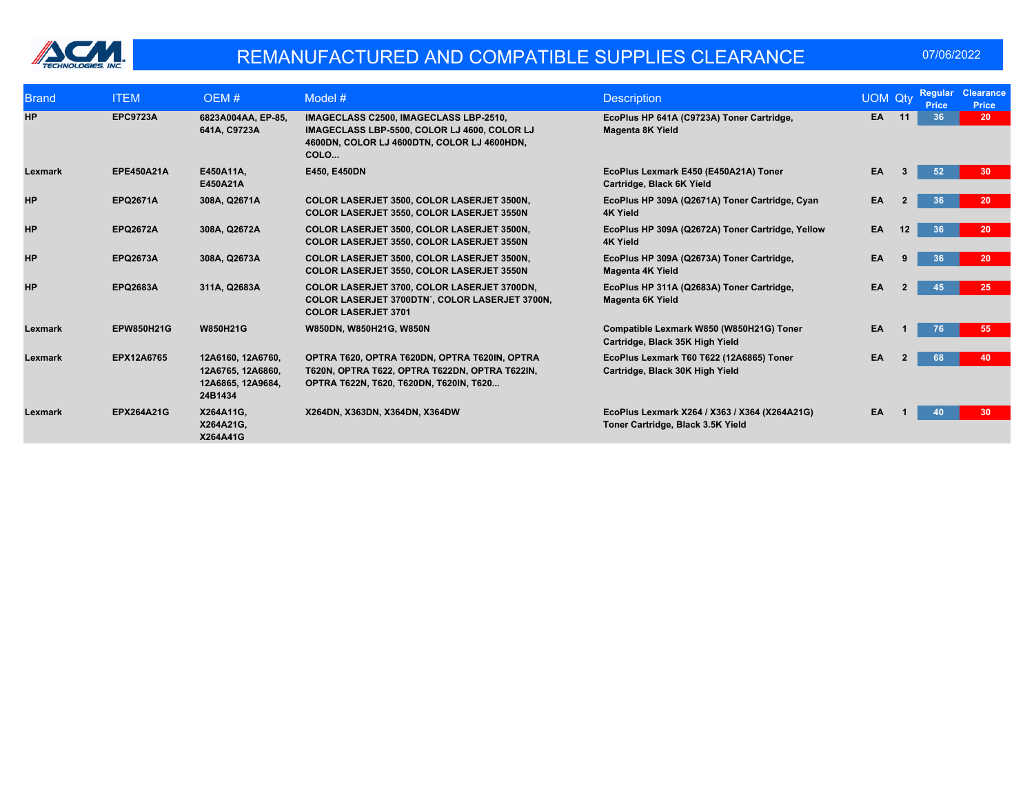# REMANUFACTURED AND COMPATIBLE SUPPLIES CLEARANCE

07/06/2022

| Brand | ITEM | OEM # | Model # | Description | UOM | Qty | Regular Price | Clearance Price |
|---|---|---|---|---|---|---|---|---|
| HP | EPC9723A | 6823A004AA, EP-85, 641A, C9723A | IMAGECLASS C2500, IMAGECLASS LBP-2510, IMAGECLASS LBP-5500, COLOR LJ 4600, COLOR LJ 4600DN, COLOR LJ 4600DTN, COLOR LJ 4600HDN, COLO... | EcoPlus HP 641A (C9723A) Toner Cartridge, Magenta 8K Yield | EA | 11 | 36 | 20 |
| Lexmark | EPE450A21A | E450A11A, E450A21A | E450, E450DN | EcoPlus Lexmark E450 (E450A21A) Toner Cartridge, Black 6K Yield | EA | 3 | 52 | 30 |
| HP | EPQ2671A | 308A, Q2671A | COLOR LASERJET 3500, COLOR LASERJET 3500N, COLOR LASERJET 3550, COLOR LASERJET 3550N | EcoPlus HP 309A (Q2671A) Toner Cartridge, Cyan 4K Yield | EA | 2 | 36 | 20 |
| HP | EPQ2672A | 308A, Q2672A | COLOR LASERJET 3500, COLOR LASERJET 3500N, COLOR LASERJET 3550, COLOR LASERJET 3550N | EcoPlus HP 309A (Q2672A) Toner Cartridge, Yellow 4K Yield | EA | 12 | 36 | 20 |
| HP | EPQ2673A | 308A, Q2673A | COLOR LASERJET 3500, COLOR LASERJET 3500N, COLOR LASERJET 3550, COLOR LASERJET 3550N | EcoPlus HP 309A (Q2673A) Toner Cartridge, Magenta 4K Yield | EA | 9 | 36 | 20 |
| HP | EPQ2683A | 311A, Q2683A | COLOR LASERJET 3700, COLOR LASERJET 3700DN, COLOR LASERJET 3700DTN`, COLOR LASERJET 3700N, COLOR LASERJET 3701 | EcoPlus HP 311A (Q2683A) Toner Cartridge, Magenta 6K Yield | EA | 2 | 45 | 25 |
| Lexmark | EPW850H21G | W850H21G | W850DN, W850H21G, W850N | Compatible Lexmark W850 (W850H21G) Toner Cartridge, Black 35K High Yield | EA | 1 | 76 | 55 |
| Lexmark | EPX12A6765 | 12A6160, 12A6760, 12A6765, 12A6860, 12A6865, 12A9684, 24B1434 | OPTRA T620, OPTRA T620DN, OPTRA T620IN, OPTRA T620N, OPTRA T622, OPTRA T622DN, OPTRA T622IN, OPTRA T622N, T620, T620DN, T620IN, T620... | EcoPlus Lexmark T60 T622 (12A6865) Toner Cartridge, Black 30K High Yield | EA | 2 | 68 | 40 |
| Lexmark | EPX264A21G | X264A11G, X264A21G, X264A41G | X264DN, X363DN, X364DN, X364DW | EcoPlus Lexmark X264 / X363 / X364 (X264A21G) Toner Cartridge, Black 3.5K Yield | EA | 1 | 40 | 30 |